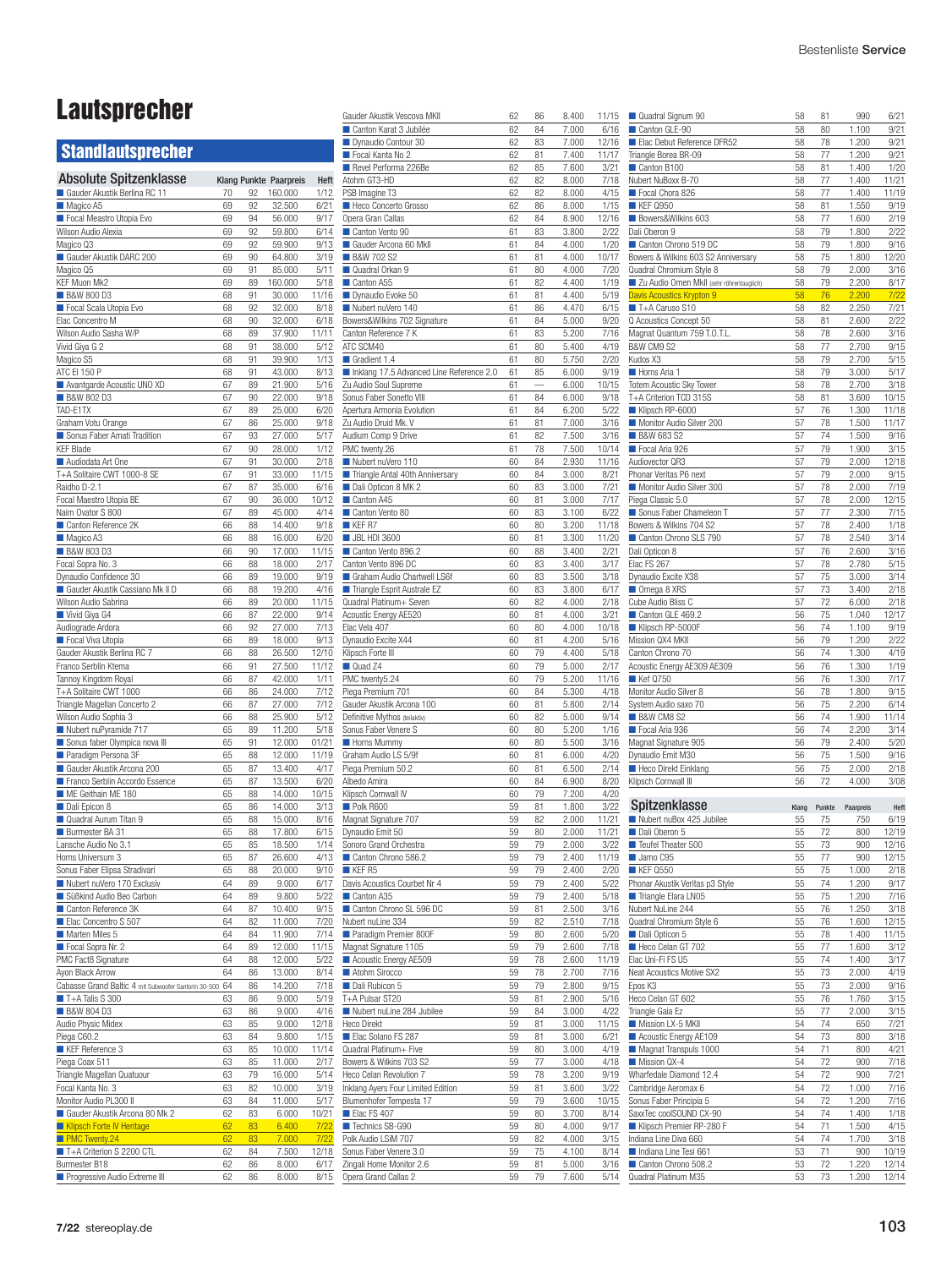# Lautsprecher

## Standlautsprecher

### Absolute Spitzenklasse

| Modell | Klang | Punkte | Paarpreis | Heft |
|---|---|---|---|---|
| ■ Gauder Akustik Berlina RC 11 | 70 | 92 | 160.000 | 1/12 |
| ■ Magico A5 | 69 | 92 | 32.500 | 6/21 |
| ■ Focal Meastro Utopia Evo | 69 | 94 | 56.000 | 9/17 |
| Wilson Audio Alexia | 69 | 92 | 59.800 | 6/14 |
| Magico Q3 | 69 | 92 | 59.900 | 9/13 |
| ■ Gauder Akustik DARC 200 | 69 | 90 | 64.800 | 3/19 |
| Magico Q5 | 69 | 91 | 85.000 | 5/11 |
| KEF Muon Mk2 | 69 | 89 | 160.000 | 5/18 |
| ■ B&W 800 D3 | 68 | 91 | 30.000 | 11/16 |
| ■ Focal Scala Utopia Evo | 68 | 92 | 32.000 | 8/18 |
| Elac Concentro M | 68 | 90 | 32.000 | 6/18 |
| Wilson Audio Sasha W/P | 68 | 89 | 37.900 | 11/11 |
| Vivid Giya G 2 | 68 | 91 | 38.000 | 5/12 |
| Magico S5 | 68 | 91 | 39.900 | 1/13 |
| ATC El 150 P | 68 | 91 | 43.000 | 8/13 |
| ■ Avantgarde Acoustic UNO XD | 67 | 89 | 21.900 | 5/16 |
| ■ B&W 802 D3 | 67 | 90 | 22.000 | 9/18 |
| TAD-E1TX | 67 | 89 | 25.000 | 6/20 |
| Graham Votu Orange | 67 | 86 | 25.000 | 9/18 |
| ■ Sonus Faber Amati Tradition | 67 | 93 | 27.000 | 5/17 |
| KEF Blade | 67 | 90 | 28.000 | 1/12 |
| ■ Audiodata Art One | 67 | 91 | 30.000 | 2/18 |
| T+A Solitaire CWT 1000-8 SE | 67 | 91 | 33.000 | 11/15 |
| Raidho D-2.1 | 67 | 87 | 35.000 | 6/16 |
| Focal Maestro Utopia BE | 67 | 90 | 36.000 | 10/12 |
| Naim Ovator S 800 | 67 | 89 | 45.000 | 4/14 |
| ■ Canton Reference 2K | 66 | 88 | 14.400 | 9/18 |
| ■ Magico A3 | 66 | 88 | 16.000 | 6/20 |
| ■ B&W 803 D3 | 66 | 90 | 17.000 | 11/15 |
| Focal Sopra No. 3 | 66 | 88 | 18.000 | 2/17 |
| Dynaudio Confidence 30 | 66 | 89 | 19.000 | 9/19 |
| ■ Gauder Akustik Cassiano Mk II D | 66 | 88 | 19.200 | 4/16 |
| Wilson Audio Sabrina | 66 | 89 | 20.000 | 11/15 |
| ■ Vivid Giya G4 | 66 | 87 | 22.000 | 9/14 |
| Audiograde Ardora | 66 | 92 | 27.000 | 7/13 |
| ■ Focal Viva Utopia | 66 | 89 | 18.000 | 9/13 |
| Gauder Akustik Berlina RC 7 | 66 | 88 | 26.500 | 12/10 |
| Franco Serblin Ktema | 66 | 91 | 27.500 | 11/12 |
| Tannoy Kingdom Royal | 66 | 87 | 42.000 | 1/11 |
| T+A Solitaire CWT 1000 | 66 | 86 | 24.000 | 7/12 |
| Triangle Magellan Concerto 2 | 66 | 87 | 27.000 | 7/12 |
| Wilson Audio Sophia 3 | 66 | 88 | 25.900 | 5/12 |
| ■ Nubert nuPyramide 717 | 65 | 89 | 11.200 | 5/18 |
| ■ Sonus faber Olympica nova III | 65 | 91 | 12.000 | 01/21 |
| ■ Paradigm Persona 3F | 65 | 88 | 12.000 | 11/19 |
| ■ Gauder Akustik Arcona 200 | 65 | 87 | 13.400 | 4/17 |
| ■ Franco Serblin Accordo Essence | 65 | 87 | 13.500 | 6/20 |
| ■ ME Geithain ME 180 | 65 | 88 | 14.000 | 10/15 |
| ■ Dali Epicon 8 | 65 | 86 | 14.000 | 3/13 |
| ■ Quadral Aurum Titan 9 | 65 | 88 | 15.000 | 8/16 |
| ■ Burmester BA 31 | 65 | 88 | 17.800 | 6/15 |
| Lansche Audio No 3.1 | 65 | 85 | 18.500 | 1/14 |
| Horns Universum 3 | 65 | 87 | 26.600 | 4/13 |
| Sonus Faber Elipsa Stradivari | 65 | 88 | 20.000 | 9/10 |
| ■ Nubert nuVero 170 Exclusiv | 64 | 89 | 9.000 | 6/17 |
| ■ Süßkind Audio Beo Carbon | 64 | 89 | 9.800 | 5/22 |
| ■ Canton Reference 3K | 64 | 87 | 10.400 | 9/15 |
| ■ Elac Concentro S 507 | 64 | 82 | 11.000 | 7/20 |
| ■ Marten Miles 5 | 64 | 84 | 11.900 | 7/14 |
| ■ Focal Sopra Nr. 2 | 64 | 89 | 12.000 | 11/15 |
| PMC Fact8 Signature | 64 | 88 | 12.000 | 5/22 |
| Ayon Black Arrow | 64 | 86 | 13.000 | 8/14 |
| Cabasse Grand Baltic 4 mit Subwoofer Santorin 30-500 | 64 | 86 | 14.200 | 7/18 |
| ■ T+A Talis S 300 | 63 | 86 | 9.000 | 5/19 |
| ■ B&W 804 D3 | 63 | 86 | 9.000 | 4/16 |
| Audio Physic Midex | 63 | 85 | 9.000 | 12/18 |
| Piega C60.2 | 63 | 84 | 9.800 | 1/15 |
| ■ KEF Reference 3 | 63 | 85 | 10.000 | 11/14 |
| Piega Coax 511 | 63 | 85 | 11.000 | 2/17 |
| Triangle Magellan Quatuour | 63 | 79 | 16.000 | 5/14 |
| Focal Kanta No. 3 | 63 | 82 | 10.000 | 3/19 |
| Monitor Audio PL300 II | 63 | 84 | 11.000 | 5/17 |
| ■ Gauder Akustik Arcona 80 Mk 2 | 62 | 83 | 6.000 | 10/21 |
| ■ Klipsch Forte IV Heritage | 62 | 83 | 6.400 | 7/22 |
| ■ PMC Twenty.24 | 62 | 83 | 7.000 | 7/22 |
| ■ T+A Criterion S 2200 CTL | 62 | 84 | 7.500 | 12/18 |
| Burmester B18 | 62 | 86 | 8.000 | 6/17 |
| ■ Progressive Audio Extreme III | 62 | 86 | 8.000 | 8/15 |
| Gauder Akustik Vescova MKII | 62 | 86 | 8.400 | 11/15 |
| ■ Canton Karat 3 Jubilée | 62 | 84 | 7.000 | 6/16 |
| ■ Dynaudio Contour 30 | 62 | 83 | 7.000 | 12/16 |
| ■ Focal Kanta No 2 | 62 | 81 | 7.400 | 11/17 |
| ■ Revel Performa 226Be | 62 | 85 | 7.600 | 3/21 |
| Atohm GT3-HD | 62 | 82 | 8.000 | 7/18 |
| PSB Imagine T3 | 62 | 82 | 8.000 | 4/15 |
| ■ Heco Concerto Grosso | 62 | 86 | 8.000 | 1/15 |
| Opera Gran Callas | 62 | 84 | 8.900 | 12/16 |
| ■ Canton Vento 90 | 61 | 83 | 3.800 | 2/22 |
| ■ Gauder Arcona 60 MkII | 61 | 84 | 4.000 | 1/20 |
| ■ B&W 702 S2 | 61 | 81 | 4.000 | 10/17 |
| ■ Quadral Orkan 9 | 61 | 80 | 4.000 | 7/20 |
| ■ Canton A55 | 61 | 82 | 4.400 | 1/19 |
| ■ Dynaudio Evoke 50 | 61 | 81 | 4.400 | 5/19 |
| ■ Nubert nuVero 140 | 61 | 86 | 4.470 | 6/15 |
| Bowers&Wilkins 702 Signature | 61 | 84 | 5.000 | 9/20 |
| Canton Reference 7 K | 61 | 83 | 5.200 | 7/16 |
| ATC SCM40 | 61 | 80 | 5.400 | 4/19 |
| ■ Gradient 1.4 | 61 | 80 | 5.750 | 2/20 |
| ■ Inklang 17.5 Advanced Line Reference 2.0 | 61 | 85 | 6.000 | 9/19 |
| Zu Audio Soul Supreme | 61 | — | 6.000 | 10/15 |
| Sonus Faber Sonetto VIII | 61 | 84 | 6.000 | 9/18 |
| Apertura Armonia Evolution | 61 | 84 | 6.200 | 5/22 |
| Zu Audio Druid Mk. V | 61 | 81 | 7.000 | 3/16 |
| Audium Comp 9 Drive | 61 | 82 | 7.500 | 3/16 |
| PMC twenty.26 | 61 | 78 | 7.500 | 10/14 |
| ■ Nubert nuVero 110 | 60 | 84 | 2.930 | 11/16 |
| ■ Triangle Antal 40th Anniversary | 60 | 84 | 3.000 | 8/21 |
| ■ Dali Opticon 8 MK 2 | 60 | 83 | 3.000 | 7/21 |
| ■ Canton A45 | 60 | 81 | 3.000 | 7/17 |
| ■ Canton Vento 80 | 60 | 83 | 3.100 | 6/22 |
| ■ KEF R7 | 60 | 80 | 3.200 | 11/18 |
| ■ JBL HDI 3600 | 60 | 81 | 3.300 | 11/20 |
| ■ Canton Vento 896.2 | 60 | 88 | 3.400 | 2/21 |
| Canton Vento 896 DC | 60 | 83 | 3.400 | 3/17 |
| ■ Graham Audio Chartwell LS6f | 60 | 83 | 3.500 | 3/18 |
| ■ Triangle Esprit Australe EZ | 60 | 83 | 3.800 | 6/17 |
| Quadral Platinum+ Seven | 60 | 82 | 4.000 | 2/18 |
| Acoustic Energy AE520 | 60 | 81 | 4.000 | 3/21 |
| Elac Vela 407 | 60 | 80 | 4.000 | 10/18 |
| Dynaudio Excite X44 | 60 | 81 | 4.200 | 5/16 |
| Klipsch Forte III | 60 | 79 | 4.400 | 5/18 |
| ■ Quad Z4 | 60 | 79 | 5.000 | 2/17 |
| PMC twenty5.24 | 60 | 79 | 5.200 | 11/16 |
| Piega Premium 701 | 60 | 84 | 5.300 | 4/18 |
| Gauder Akustik Arcona 100 | 60 | 81 | 5.800 | 2/14 |
| Definitive Mythos (teilaktiv) | 60 | 82 | 5.000 | 9/14 |
| Sonus Faber Venere S | 60 | 80 | 5.200 | 1/16 |
| ■ Horns Mummy | 60 | 80 | 5.500 | 3/16 |
| Graham Audio LS 5/9f | 60 | 81 | 6.000 | 4/20 |
| Piega Premium 50.2 | 60 | 81 | 6.500 | 2/14 |
| Albedo Amira | 60 | 84 | 6.900 | 8/20 |
| Klipsch Cornwall IV | 60 | 79 | 7.200 | 4/20 |
| ■ Polk R600 | 59 | 81 | 1.800 | 3/22 |
| Magnat Signature 707 | 59 | 82 | 2.000 | 11/21 |
| Dynaudio Emit 50 | 59 | 80 | 2.000 | 11/21 |
| Sonoro Grand Orchestra | 59 | 79 | 2.000 | 3/22 |
| ■ Canton Chrono 586.2 | 59 | 79 | 2.400 | 11/19 |
| ■ KEF R5 | 59 | 79 | 2.400 | 2/20 |
| Davis Acoustics Courbet Nr 4 | 59 | 79 | 2.400 | 5/22 |
| ■ Canton A35 | 59 | 79 | 2.400 | 5/18 |
| ■ Canton Chrono SL 596 DC | 59 | 81 | 2.500 | 3/16 |
| Nubert nuLine 334 | 59 | 82 | 2.510 | 7/18 |
| ■ Paradigm Premier 800F | 59 | 80 | 2.600 | 5/20 |
| Magnat Signature 1105 | 59 | 79 | 2.600 | 7/18 |
| ■ Acoustic Energy AE509 | 59 | 78 | 2.600 | 11/19 |
| ■ Atohm Sirocco | 59 | 78 | 2.700 | 7/16 |
| ■ Dali Rubicon 5 | 59 | 79 | 2.800 | 9/15 |
| T+A Pulsar ST20 | 59 | 81 | 2.900 | 5/16 |
| ■ Nubert nuLine 284 Jubilee | 59 | 84 | 3.000 | 4/22 |
| Heco Direkt | 59 | 81 | 3.000 | 11/15 |
| ■ Elac Solano FS 287 | 59 | 81 | 3.000 | 6/21 |
| Quadral Platinum+ Five | 59 | 80 | 3.000 | 4/19 |
| Bowers & Wilkins 703 S2 | 59 | 77 | 3.000 | 4/18 |
| Heco Celan Revolution 7 | 59 | 78 | 3.200 | 9/19 |
| Inklang Ayers Four Limited Edition | 59 | 81 | 3.600 | 3/22 |
| Blumenhofer Tempesta 17 | 59 | 79 | 3.600 | 10/15 |
| ■ Elac FS 407 | 59 | 80 | 3.700 | 8/14 |
| ■ Technics SB-G90 | 59 | 80 | 4.000 | 9/17 |
| Polk Audio LSiM 707 | 59 | 82 | 4.000 | 3/15 |
| Sonus Faber Venere 3.0 | 59 | 75 | 4.100 | 8/14 |
| Zingali Home Monitor 2.6 | 59 | 81 | 5.000 | 3/16 |
| Opera Grand Callas 2 | 59 | 79 | 7.600 | 5/14 |
| ■ Quadral Signum 90 | 58 | 81 | 990 | 6/21 |
| ■ Canton GLE-90 | 58 | 80 | 1.100 | 9/21 |
| ■ Elac Debut Reference DFR52 | 58 | 78 | 1.200 | 9/21 |
| Triangle Borea BR-09 | 58 | 77 | 1.200 | 9/21 |
| ■ Canton B100 | 58 | 81 | 1.400 | 1/20 |
| Nubert NuBoxx B-70 | 58 | 77 | 1.400 | 11/21 |
| ■ Focal Chora 826 | 58 | 77 | 1.400 | 11/19 |
| ■ KEF Q950 | 58 | 81 | 1.550 | 9/19 |
| ■ Bowers&Wilkins 603 | 58 | 77 | 1.600 | 2/19 |
| Dali Oberon 9 | 58 | 79 | 1.800 | 2/22 |
| ■ Canton Chrono 519 DC | 58 | 79 | 1.800 | 9/16 |
| Bowers & Wilkins 603 S2 Anniversary | 58 | 75 | 1.800 | 12/20 |
| Quadral Chromium Style 8 | 58 | 79 | 2.000 | 3/16 |
| ■ Zu Audio Omen MkII (sehr röhrentauglich) | 58 | 79 | 2.200 | 8/17 |
| Davis Acoustics Krypton 9 | 58 | 76 | 2.200 | 7/22 |
| ■ T+A Caruso S10 | 58 | 82 | 2.250 | 7/21 |
| Q Acoustics Concept 50 | 58 | 81 | 2.600 | 2/22 |
| Magnat Quantum 759 T.O.T.L. | 58 | 78 | 2.600 | 3/16 |
| B&W CM9 S2 | 58 | 77 | 2.700 | 9/15 |
| Kudos X3 | 58 | 79 | 2.700 | 5/15 |
| ■ Horns Aria 1 | 58 | 79 | 3.000 | 5/17 |
| Totem Acoustic Sky Tower | 58 | 78 | 2.700 | 3/18 |
| T+A Criterion TCD 315S | 58 | 81 | 3.600 | 10/15 |
| ■ Klipsch RP-6000 | 57 | 76 | 1.300 | 11/18 |
| ■ Monitor Audio Silver 200 | 57 | 78 | 1.500 | 11/17 |
| ■ B&W 683 S2 | 57 | 74 | 1.500 | 9/16 |
| ■ Focal Aria 926 | 57 | 79 | 1.900 | 3/15 |
| Audiovector QR3 | 57 | 79 | 2.000 | 12/18 |
| Phonar Veritas P6 next | 57 | 79 | 2.000 | 9/15 |
| ■ Monitor Audio Silver 300 | 57 | 78 | 2.000 | 7/19 |
| Piega Classic 5.0 | 57 | 78 | 2.000 | 12/15 |
| ■ Sonus Faber Chameleon T | 57 | 77 | 2.300 | 7/15 |
| Bowers & Wilkins 704 S2 | 57 | 78 | 2.400 | 1/18 |
| ■ Canton Chrono SLS 790 | 57 | 78 | 2.540 | 3/14 |
| Dali Opticon 8 | 57 | 76 | 2.600 | 3/16 |
| Elac FS 267 | 57 | 78 | 2.780 | 5/15 |
| Dynaudio Excite X38 | 57 | 75 | 3.000 | 3/14 |
| ■ Omega 8 XRS | 57 | 73 | 3.400 | 2/18 |
| Cube Audio Bliss C | 57 | 72 | 6.000 | 2/18 |
| ■ Canton GLE 469.2 | 56 | 75 | 1.040 | 12/17 |
| ■ Klipsch RP-5000F | 56 | 74 | 1.100 | 9/19 |
| Mission QX4 MKII | 56 | 79 | 1.200 | 2/22 |
| Canton Chrono 70 | 56 | 74 | 1.300 | 4/19 |
| Acoustic Energy AE309 AE309 | 56 | 76 | 1.300 | 1/19 |
| ■ Kef Q750 | 56 | 76 | 1.300 | 7/17 |
| Monitor Audio Silver 8 | 56 | 78 | 1.800 | 9/15 |
| System Audio saxo 70 | 56 | 75 | 2.200 | 6/14 |
| ■ B&W CM8 S2 | 56 | 74 | 1.900 | 11/14 |
| ■ Focal Aria 936 | 56 | 74 | 2.200 | 3/14 |
| Magnat Signature 905 | 56 | 79 | 2.400 | 5/20 |
| Dynaudio Emit M30 | 56 | 75 | 1.500 | 9/16 |
| ■ Heco Direkt Einklang | 56 | 75 | 2.000 | 2/18 |
| Klipsch Cornwall III | 56 | 72 | 4.000 | 3/08 |

### Spitzenklasse

| Modell | Klang | Punkte | Paarpreis | Heft |
|---|---|---|---|---|
| ■ Nubert nuBox 425 Jubilee | 55 | 75 | 750 | 6/19 |
| ■ Dali Oberon 5 | 55 | 72 | 800 | 12/19 |
| ■ Teufel Theater 500 | 55 | 73 | 900 | 12/16 |
| ■ Jamo C95 | 55 | 77 | 900 | 12/15 |
| ■ KEF Q550 | 55 | 75 | 1.000 | 2/18 |
| Phonar Akustik Veritas p3 Style | 55 | 74 | 1.200 | 9/17 |
| ■ Triangle Elara LN05 | 55 | 75 | 1.200 | 7/16 |
| Nubert NuLine 244 | 55 | 76 | 1.250 | 3/18 |
| Quadral Chromium Style 6 | 55 | 76 | 1.600 | 12/15 |
| ■ Dali Opticon 5 | 55 | 78 | 1.400 | 11/15 |
| ■ Heco Celan GT 702 | 55 | 77 | 1.600 | 3/12 |
| Elac Uni-Fi FS U5 | 55 | 74 | 1.400 | 3/17 |
| Neat Acoustics Motive SX2 | 55 | 73 | 2.000 | 4/19 |
| Epos K3 | 55 | 73 | 2.000 | 9/16 |
| Heco Celan GT 602 | 55 | 76 | 1.760 | 3/15 |
| Triangle Gaia Ez | 55 | 77 | 2.000 | 3/15 |
| ■ Mission LX-5 MKII | 54 | 74 | 650 | 7/21 |
| ■ Acoustic Energy AE109 | 54 | 73 | 800 | 3/18 |
| ■ Magnat Transpuls 1000 | 54 | 71 | 800 | 4/21 |
| ■ Mission QX-4 | 54 | 72 | 900 | 7/18 |
| Wharfedale Diamond 12.4 | 54 | 72 | 900 | 7/21 |
| Cambridge Aeromax 6 | 54 | 72 | 1.000 | 7/16 |
| Sonus Faber Principia 5 | 54 | 72 | 1.200 | 7/16 |
| SaxxTec coolSOUND CX-90 | 54 | 74 | 1.400 | 1/18 |
| ■ Klipsch Premier RP-280 F | 54 | 71 | 1.500 | 4/15 |
| Indiana Line Diva 660 | 54 | 74 | 1.700 | 3/18 |
| ■ Indiana Line Tesi 661 | 53 | 71 | 900 | 10/19 |
| ■ Canton Chrono 508.2 | 53 | 72 | 1.220 | 12/14 |
| Quadral Platinum M35 | 53 | 73 | 1.200 | 12/14 |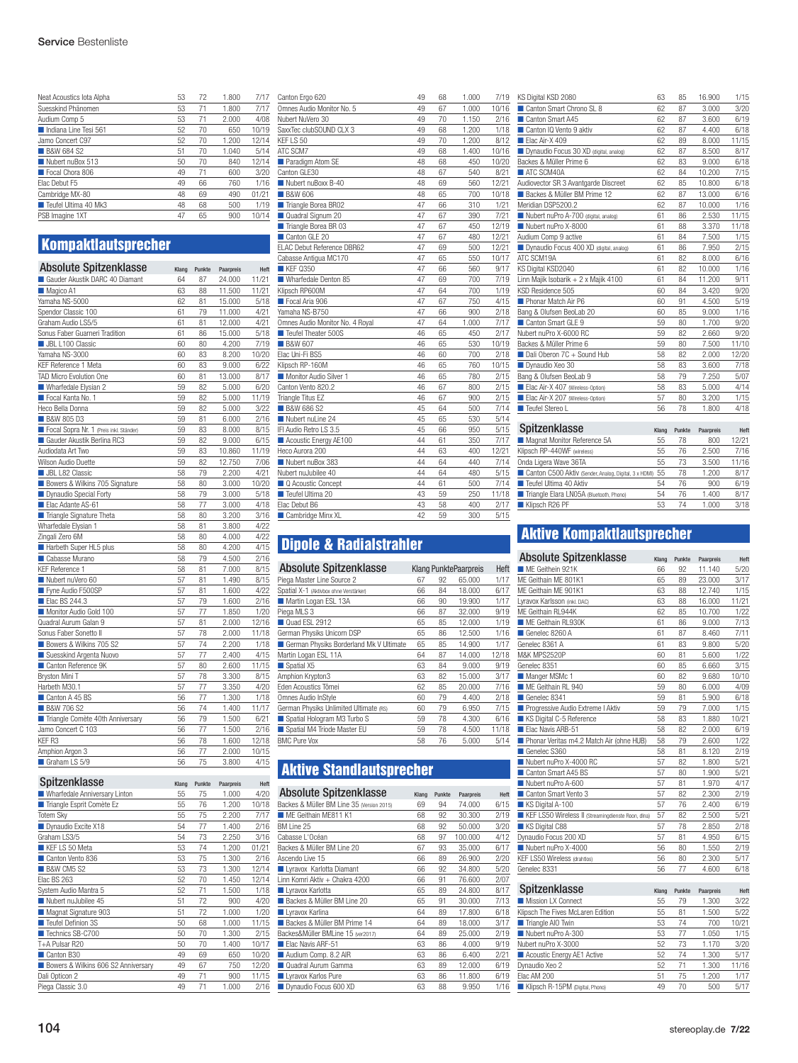| | Klang | Punkte | Paarpreis | Heft |
|---|---|---|---|---|
| Neat Acoustics Iota Alpha | 53 | 72 | 1.800 | 7/17 |
| Suesskind Phänomen | 53 | 71 | 1.800 | 7/17 |
| Audium Comp 5 | 53 | 71 | 2.000 | 4/08 |
| Indiana Line Tesi 561 | 52 | 70 | 650 | 10/19 |
| Jamo Concert C97 | 52 | 70 | 1.200 | 12/14 |
| B&W 684 S2 | 51 | 70 | 1.040 | 5/14 |
| Nubert nuBox 513 | 50 | 70 | 840 | 12/14 |
| Focal Chora 806 | 49 | 71 | 600 | 3/20 |
| Elac Debut F5 | 49 | 66 | 760 | 1/16 |
| Cambridge MX-80 | 48 | 69 | 490 | 01/21 |
| Teufel Ultima 40 Mk3 | 48 | 68 | 500 | 1/19 |
| PSB Imagine 1XT | 47 | 65 | 900 | 10/14 |

## Kompaktlautsprecher

| Absolute Spitzenklasse | Klang | Punkte | Paarpreis | Heft |
|---|---|---|---|---|
| Gauder Akustik DARC 40 Diamant | 64 | 87 | 24.000 | 11/21 |
| Magico A1 | 63 | 88 | 11.500 | 11/21 |
| Yamaha NS-5000 | 62 | 81 | 15.000 | 5/18 |
| Spendor Classic 100 | 61 | 79 | 11.000 | 4/21 |
| Graham Audio LS5/5 | 61 | 81 | 12.000 | 4/21 |
| Sonus Faber Guarneri Tradition | 61 | 86 | 15.000 | 5/18 |
| JBL L100 Classic | 60 | 80 | 4.200 | 7/19 |
| Yamaha NS-3000 | 60 | 83 | 8.200 | 10/20 |
| KEF Reference 1 Meta | 60 | 83 | 9.000 | 6/22 |
| TAD Micro Evolution One | 60 | 81 | 13.000 | 8/17 |
| Wharfedale Elysian 2 | 59 | 82 | 5.000 | 6/20 |
| Focal Kanta No. 1 | 59 | 82 | 5.000 | 11/19 |
| Heco Bella Donna | 59 | 82 | 5.000 | 3/22 |
| B&W 805 D3 | 59 | 81 | 6.000 | 2/16 |
| Focal Sopra Nr. 1 (Preis inkl. Ständer) | 59 | 83 | 8.000 | 8/15 |
| Gauder Akustik Berlina RC3 | 59 | 82 | 9.000 | 6/15 |
| Audiodata Art Two | 59 | 83 | 10.860 | 11/19 |
| Wilson Audio Duette | 59 | 82 | 12.750 | 7/06 |
| JBL L82 Classic | 58 | 79 | 2.200 | 4/21 |
| Bowers & Wilkins 705 Signature | 58 | 80 | 3.000 | 10/20 |
| Dynaudio Special Forty | 58 | 79 | 3.000 | 5/18 |
| Elac Adante AS-61 | 58 | 77 | 3.000 | 4/18 |
| Triangle Signature Theta | 58 | 80 | 3.200 | 3/16 |
| Wharfedale Elysian 1 | 58 | 81 | 3.800 | 4/22 |
| Zingali Zero 6M | 58 | 80 | 4.000 | 4/22 |
| Harbeth Super HL5 plus | 58 | 80 | 4.200 | 4/15 |
| Cabasse Murano | 58 | 79 | 4.500 | 2/16 |
| KEF Reference 1 | 58 | 81 | 7.000 | 8/15 |
| Nubert nuVero 60 | 57 | 81 | 1.490 | 8/15 |
| Fyne Audio F500SP | 57 | 81 | 1.600 | 4/22 |
| Elac BS 244.3 | 57 | 79 | 1.600 | 2/16 |
| Monitor Audio Gold 100 | 57 | 77 | 1.850 | 1/20 |
| Quadral Aurum Galan 9 | 57 | 81 | 2.000 | 12/16 |
| Sonus Faber Sonetto II | 57 | 78 | 2.000 | 11/18 |
| Bowers & Wilkins 705 S2 | 57 | 74 | 2.200 | 1/18 |
| Suesskind Argenta Nuovo | 57 | 77 | 2.400 | 4/15 |
| Canton Reference 9K | 57 | 80 | 2.600 | 11/15 |
| Bryston Mini T | 57 | 78 | 3.300 | 8/15 |
| Harbeth M30.1 | 57 | 77 | 3.350 | 4/20 |
| Canton A 45 BS | 56 | 77 | 1.300 | 1/18 |
| B&W 706 S2 | 56 | 74 | 1.400 | 11/17 |
| Triangle Comète 40th Anniversary | 56 | 79 | 1.500 | 6/21 |
| Jamo Concert C 103 | 56 | 77 | 1.500 | 2/16 |
| KEF R3 | 56 | 78 | 1.600 | 12/18 |
| Amphion Argon 3 | 56 | 77 | 2.000 | 10/15 |
| Graham LS 5/9 | 56 | 75 | 3.800 | 4/15 |

| Spitzenklasse | Klang | Punkte | Paarpreis | Heft |
|---|---|---|---|---|
| Wharfedale Anniversary Linton | 55 | 75 | 1.000 | 4/20 |
| Triangle Esprit Comète Ez | 55 | 76 | 1.200 | 10/18 |
| Totem Sky | 55 | 75 | 2.200 | 7/17 |
| Dynaudio Excite X18 | 54 | 77 | 1.400 | 2/16 |
| Graham LS3/5 | 54 | 73 | 2.250 | 3/16 |
| KEF LS 50 Meta | 53 | 74 | 1.200 | 01/21 |
| Canton Vento 836 | 53 | 75 | 1.300 | 2/16 |
| B&W CM5 S2 | 53 | 73 | 1.300 | 12/14 |
| Elac BS 263 | 52 | 70 | 1.450 | 12/14 |
| System Audio Mantra 5 | 52 | 71 | 1.500 | 1/18 |
| Nubert nuJubilee 45 | 51 | 72 | 900 | 4/20 |
| Magnat Signature 903 | 51 | 72 | 1.000 | 1/20 |
| Teufel Definion 3S | 50 | 68 | 1.000 | 11/15 |
| Technics SB-C700 | 50 | 70 | 1.300 | 2/15 |
| T+A Pulsar R20 | 50 | 70 | 1.400 | 10/17 |
| Canton B30 | 49 | 69 | 650 | 10/20 |
| Bowers & Wilkins 606 S2 Anniversary | 49 | 67 | 750 | 12/20 |
| Dali Opticon 2 | 49 | 71 | 900 | 11/15 |
| Piega Classic 3.0 | 49 | 71 | 1.000 | 2/16 |
| Canton Ergo 620 | 49 | 68 | 1.000 | 7/19 |
| Omnes Audio Monitor No. 5 | 49 | 67 | 1.000 | 10/16 |
| Nubert NuVero 30 | 49 | 70 | 1.150 | 2/16 |
| SaxxTec clubSOUND CLX 3 | 49 | 68 | 1.200 | 1/18 |
| KEF LS 50 | 49 | 70 | 1.200 | 8/12 |
| ATC SCM7 | 49 | 68 | 1.400 | 10/16 |
| Paradigm Atom SE | 48 | 68 | 450 | 10/20 |
| Canton GLE30 | 48 | 67 | 540 | 8/21 |
| Nubert nuBoxx B-40 | 48 | 69 | 560 | 12/21 |
| B&W 606 | 48 | 65 | 700 | 10/18 |
| Triangle Borea BR02 | 47 | 66 | 310 | 1/21 |
| Quadral Signum 20 | 47 | 67 | 390 | 7/21 |
| Triangle Borea BR 03 | 47 | 67 | 450 | 12/19 |
| Canton GLE 20 | 47 | 67 | 480 | 12/21 |
| ELAC Debut Reference DBR62 | 47 | 69 | 500 | 12/21 |
| Cabasse Antigua MC170 | 47 | 65 | 550 | 10/17 |
| KEF Q350 | 47 | 66 | 560 | 9/17 |
| Wharfedale Denton 85 | 47 | 69 | 700 | 7/19 |
| Klipsch RP600M | 47 | 64 | 700 | 1/19 |
| Focal Aria 906 | 47 | 67 | 750 | 4/15 |
| Yamaha NS-B750 | 47 | 66 | 900 | 2/18 |
| Omnes Audio Monitor No. 4 Royal | 47 | 64 | 1.000 | 7/17 |
| Teufel Theater 500S | 46 | 65 | 450 | 2/17 |
| B&W 607 | 46 | 65 | 530 | 10/19 |
| Elac Uni-Fi BS5 | 46 | 60 | 700 | 2/18 |
| Klipsch RP-160M | 46 | 65 | 760 | 10/15 |
| Monitor Audio Silver 1 | 46 | 65 | 780 | 2/15 |
| Canton Vento 820.2 | 46 | 67 | 800 | 2/15 |
| Triangle Titus EZ | 46 | 67 | 900 | 2/15 |
| B&W 686 S2 | 45 | 64 | 500 | 7/14 |
| Nubert nuLine 24 | 45 | 65 | 530 | 5/14 |
| IFI Audio Retro LS 3.5 | 45 | 66 | 950 | 5/15 |
| Acoustic Energy AE100 | 44 | 61 | 350 | 7/17 |
| Heco Aurora 200 | 44 | 63 | 400 | 12/21 |
| Nubert nuBox 383 | 44 | 64 | 440 | 7/14 |
| Nubert nuJubilee 40 | 44 | 64 | 480 | 5/15 |
| Q Acoustic Concept | 44 | 61 | 500 | 7/14 |
| Teufel Ultima 20 | 43 | 59 | 250 | 11/18 |
| Elac Debut B6 | 43 | 58 | 400 | 2/17 |
| Cambridge Minx XL | 42 | 59 | 300 | 5/15 |

## Dipole & Radialstrahler

| Absolute Spitzenklasse | Klang | Punkte | Paarpreis | Heft |
|---|---|---|---|---|
| Piega Master Line Source 2 | 67 | 92 | 65.000 | 1/17 |
| Spatial X-1 (Aktivbox ohne Verstärker) | 66 | 84 | 18.000 | 6/17 |
| Martin Logan ESL 13A | 66 | 90 | 19.900 | 1/17 |
| Piega MLS 3 | 66 | 87 | 32.000 | 9/19 |
| Quad ESL 2912 | 65 | 85 | 12.000 | 1/19 |
| German Physiks Unicorn DSP | 65 | 86 | 12.500 | 1/16 |
| German Physiks Borderland Mk V Ultimate | 65 | 85 | 14.900 | 1/17 |
| Martin Logan ESL 11A | 64 | 87 | 14.000 | 12/18 |
| Spatial X5 | 63 | 84 | 9.000 | 9/19 |
| Amphion Krypton3 | 63 | 82 | 15.000 | 3/17 |
| Eden Acoustics Tömei | 62 | 85 | 20.000 | 7/16 |
| Omnes Audio InStyle | 60 | 79 | 4.400 | 2/18 |
| German Physiks Unlimited Ultimate (RS) | 60 | 79 | 6.950 | 7/15 |
| Spatial Hologram M3 Turbo S | 59 | 78 | 4.300 | 6/16 |
| Spatial M4 Triode Master EU | 59 | 78 | 4.500 | 11/18 |
| BMC Pure Vox | 58 | 76 | 5.000 | 5/14 |

## Aktive Standlautsprecher

| Absolute Spitzenklasse | Klang | Punkte | Paarpreis | Heft |
|---|---|---|---|---|
| Backes & Müller BM Line 35 (Version 2015) | 69 | 94 | 74.000 | 6/15 |
| ME Geithain ME811 K1 | 68 | 92 | 30.300 | 2/19 |
| BM Line 25 | 68 | 92 | 50.000 | 3/20 |
| Cabasse L'Océan | 68 | 97 | 100.000 | 4/12 |
| Backes & Müller BM Line 20 | 67 | 93 | 35.000 | 6/17 |
| Ascendo Live 15 | 66 | 89 | 26.900 | 2/20 |
| Lyravox Karlotta Diamant | 66 | 92 | 34.800 | 5/20 |
| Linn Komri Aktiv + Chakra 4200 | 66 | 91 | 76.600 | 2/07 |
| Lyravox Karlotta | 65 | 89 | 24.800 | 8/17 |
| Backes & Müller BM Line 20 | 65 | 91 | 30.000 | 7/13 |
| Lyravox Karlina | 64 | 89 | 17.800 | 6/18 |
| Backes & Müller BM Prime 14 | 64 | 89 | 18.000 | 3/17 |
| Backes&Müller BMLine 15 (ver2017) | 64 | 89 | 25.000 | 2/19 |
| Elac Navis ARF-51 | 63 | 86 | 4.000 | 9/19 |
| Audium Comp. 8.2 AIR | 63 | 86 | 6.400 | 2/21 |
| Quadral Aurum Gamma | 63 | 89 | 12.000 | 6/19 |
| Lyravox Karlos Pure | 63 | 86 | 11.800 | 6/19 |
| Dynaudio Focus 600 XD | 63 | 88 | 9.950 | 1/16 |
| KS Digital KSD 2080 | 63 | 85 | 16.900 | 1/15 |
| Canton Smart Chrono SL 8 | 62 | 87 | 3.000 | 3/20 |
| Canton Smart A45 | 62 | 87 | 3.600 | 6/19 |
| Canton IQ Vento 9 aktiv | 62 | 87 | 4.400 | 6/18 |
| Elac Air-X 409 | 62 | 89 | 8.000 | 11/15 |
| Dynaudio Focus 30 XD (digital, analog) | 62 | 87 | 8.500 | 8/17 |
| Backes & Müller Prime 6 | 62 | 83 | 9.000 | 6/18 |
| ATC SCM40A | 62 | 84 | 10.200 | 7/15 |
| Audiovector SR 3 Avantgarde Discreet | 62 | 85 | 10.800 | 6/18 |
| Backes & Müller BM Prime 12 | 62 | 87 | 13.000 | 6/16 |
| Meridian DSP5200.2 | 62 | 87 | 10.000 | 1/16 |
| Nubert nuPro A-700 (digital, analog) | 61 | 86 | 2.530 | 11/15 |
| Nubert nuPro X-8000 | 61 | 88 | 3.370 | 11/18 |
| Audium Comp 9 active | 61 | 84 | 7.500 | 1/15 |
| Dynaudio Focus 400 XD (digital, analog) | 61 | 86 | 7.950 | 2/15 |
| ATC SCM19A | 61 | 82 | 8.000 | 6/16 |
| KS Digital KSD2040 | 61 | 82 | 10.000 | 1/16 |
| Linn Majik Isobarik + 2 x Majik 4100 | 61 | 84 | 11.200 | 9/11 |
| KSD Residence 505 | 60 | 84 | 3.420 | 9/20 |
| Phonar Match Air P6 | 60 | 91 | 4.500 | 5/19 |
| Bang & Olufsen BeoLab 20 | 60 | 85 | 9.000 | 1/16 |
| Canton Smart GLE 9 | 59 | 80 | 1.700 | 9/20 |
| Nubert nuPro X-6000 RC | 59 | 82 | 2.660 | 9/20 |
| Backes & Müller Prime 6 | 59 | 80 | 7.500 | 11/10 |
| Dali Oberon 7C + Sound Hub | 58 | 82 | 2.000 | 12/20 |
| Dynaudio Xeo 30 | 58 | 83 | 3.600 | 7/18 |
| Bang & Olufsen BeoLab 9 | 58 | 79 | 7.250 | 5/07 |
| Elac Air-X 407 (Wireless-Option) | 58 | 83 | 5.000 | 4/14 |
| Elac Air-X 207 (Wireless-Option) | 57 | 80 | 3.200 | 1/15 |
| Teufel Stereo L | 56 | 78 | 1.800 | 4/18 |

| Spitzenklasse | Klang | Punkte | Paarpreis | Heft |
|---|---|---|---|---|
| Magnat Monitor Reference 5A | 55 | 78 | 800 | 12/17 |
| Klipsch RP-440WF (wireless) | 55 | 76 | 2.500 | 7/16 |
| Onda Ligera Wave 36TA | 55 | 73 | 3.500 | 11/16 |
| Canton C500 Aktiv (Sender, Analog, Digital, 3 x HDMI) | 55 | 78 | 1.200 | 8/17 |
| Teufel Ultima 40 Aktiv | 54 | 76 | 900 | 6/19 |
| Triangle Elara LN05A (Bluetooth, Phono) | 54 | 76 | 1.400 | 8/17 |
| Klipsch R26 PF | 53 | 74 | 1.000 | 3/18 |

## Aktive Kompaktlautsprecher

| Absolute Spitzenklasse | Klang | Punkte | Paarpreis | Heft |
|---|---|---|---|---|
| ME Geithein 921K | 66 | 92 | 11.140 | 5/20 |
| ME Geithain ME 801K1 | 65 | 89 | 23.000 | 3/17 |
| ME Geithain ME 901K1 | 63 | 88 | 12.740 | 1/15 |
| Lyravox Karlsson (inkl. DAC) | 63 | 88 | 16.000 | 11/21 |
| ME Geithain RL944K | 62 | 85 | 10.700 | 1/22 |
| ME Geithain RL930K | 61 | 86 | 9.000 | 7/13 |
| Genelec 8260 A | 61 | 87 | 8.460 | 7/11 |
| Genelec 8361 A | 61 | 83 | 9.800 | 5/20 |
| M&K MPS2520P | 60 | 81 | 5.600 | 1/22 |
| Genelec 8351 | 60 | 85 | 6.660 | 3/15 |
| Manger MSMc 1 | 60 | 82 | 9.680 | 10/10 |
| ME Geithain RL 940 | 59 | 80 | 6.000 | 4/09 |
| Genelec 8341 | 59 | 81 | 5.900 | 6/18 |
| Progressive Audio Extreme I Aktiv | 59 | 79 | 7.000 | 1/15 |
| KS Digital C-5 Reference | 58 | 83 | 1.880 | 10/21 |
| Elac Navis ARB-51 | 58 | 82 | 2.000 | 6/19 |
| Phonar Veritas m4.2 Match Air (ohne HUB) | 58 | 79 | 2.600 | 1/22 |
| Genelec S360 | 58 | 81 | 8.120 | 2/19 |
| Nubert nuPro X-4000 RC | 57 | 82 | 1.800 | 5/21 |
| Canton Smart A45 BS | 57 | 80 | 1.900 | 5/21 |
| Nubert nuPro A-600 | 57 | 81 | 1.970 | 4/17 |
| Canton Smart Vento 3 | 57 | 82 | 2.300 | 2/19 |
| KS Digital A-100 | 57 | 76 | 2.400 | 6/19 |
| KEF LS50 Wireless II (Streamingdienste Roon, dlna) | 57 | 82 | 2.500 | 5/21 |
| KS Digital C88 | 57 | 78 | 2.850 | 2/18 |
| Dynaudio Focus 200 XD | 57 | 81 | 4.950 | 6/15 |
| Nubert nuPro X-4000 | 56 | 80 | 1.550 | 2/19 |
| KEF LS50 Wireless (drahtlos) | 56 | 80 | 2.300 | 5/17 |
| Genelec 8331 | 56 | 77 | 4.600 | 6/18 |

| Spitzenklasse | Klang | Punkte | Paarpreis | Heft |
|---|---|---|---|---|
| Mission LX Connect | 55 | 79 | 1.300 | 3/22 |
| Klipsch The Fives McLaren Edition | 55 | 81 | 1.500 | 5/22 |
| Triangle AIO Twin | 53 | 74 | 700 | 10/21 |
| Nubert nuPro A-300 | 53 | 77 | 1.050 | 1/15 |
| Nubert nuPro X-3000 | 52 | 73 | 1.170 | 3/20 |
| Acoustic Energy AE1 Active | 52 | 74 | 1.300 | 5/17 |
| Dynaudio Xeo 2 | 52 | 71 | 1.300 | 11/16 |
| Elac AM 200 | 51 | 75 | 1.200 | 1/17 |
| Klipsch R-15PM (Digital, Phono) | 49 | 70 | 500 | 5/17 |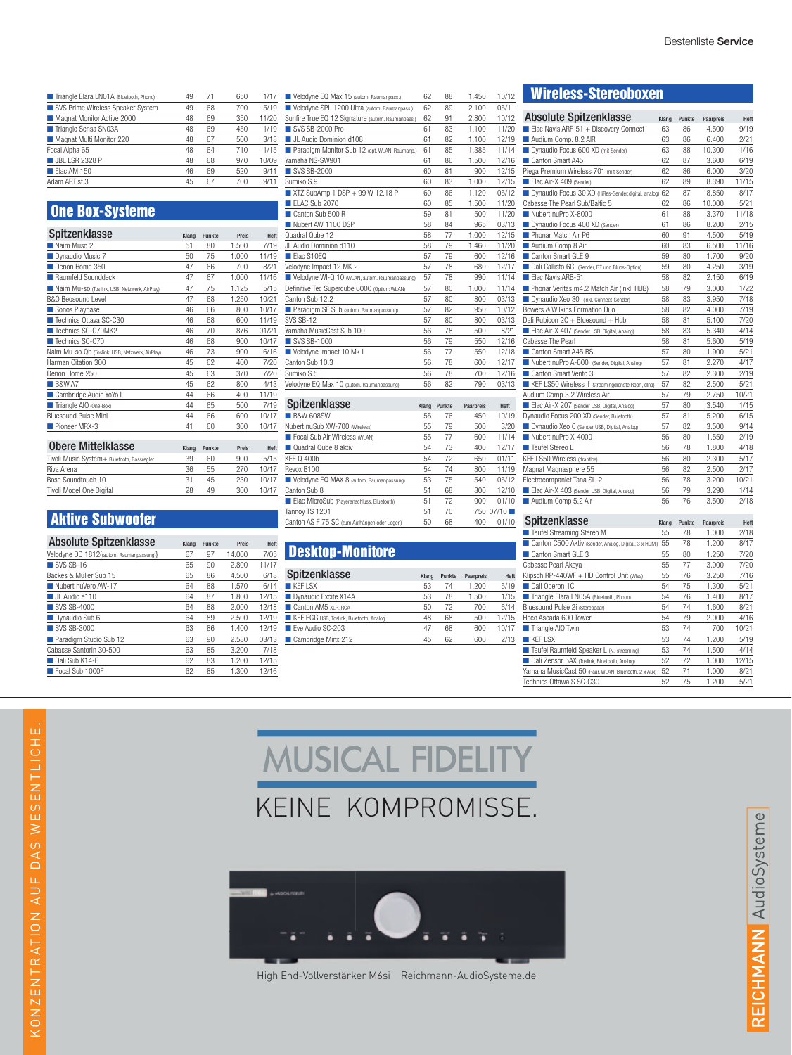| Modell | Klang | Punkte | Preis | Heft |
|---|---|---|---|---|
| ■ Triangle Elara LN01A (Bluetooth, Phono) | 49 | 71 | 650 | 1/17 |
| ■ SVS Prime Wireless Speaker System | 49 | 68 | 700 | 5/19 |
| ■ Magnat Monitor Active 2000 | 48 | 69 | 350 | 11/20 |
| ■ Triangle Sensa SN03A | 48 | 69 | 450 | 1/19 |
| ■ Magnat Multi Monitor 220 | 48 | 67 | 500 | 3/18 |
| Focal Alpha 65 | 48 | 64 | 710 | 1/15 |
| ■ JBL LSR 2328 P | 48 | 68 | 970 | 10/09 |
| ■ Elac AM 150 | 46 | 69 | 520 | 9/11 |
| Adam ARTist 3 | 45 | 67 | 700 | 9/11 |

# One Box-Systeme

## Spitzenklasse

| Modell | Klang | Punkte | Preis | Heft |
|---|---|---|---|---|
| ■ Naim Muso 2 | 51 | 80 | 1.500 | 7/19 |
| ■ Dynaudio Music 7 | 50 | 75 | 1.000 | 11/19 |
| ■ Denon Home 350 | 47 | 66 | 700 | 8/21 |
| ■ Raumfeld Sounddeck | 47 | 67 | 1.000 | 11/16 |
| ■ Naim Mu-so (Toslink, USB, Netzwerk, AirPlay) | 47 | 75 | 1.125 | 5/15 |
| B&O Beosound Level | 47 | 68 | 1.250 | 10/21 |
| ■ Sonos Playbase | 46 | 66 | 800 | 10/17 |
| ■ Technics Ottava SC-C30 | 46 | 68 | 600 | 11/19 |
| ■ Technics SC-C70MK2 | 46 | 70 | 876 | 01/21 |
| ■ Technics SC-C70 | 46 | 68 | 900 | 10/17 |
| Naim Mu-so Qb (Toslink, USB, Netzwerk, AirPlay) | 46 | 73 | 900 | 6/16 |
| Harman Citation 300 | 45 | 62 | 400 | 7/20 |
| Denon Home 250 | 45 | 63 | 370 | 7/20 |
| ■ B&W A7 | 45 | 62 | 800 | 4/13 |
| ■ Cambridge Audio YoYo L | 44 | 66 | 400 | 11/19 |
| ■ Triangle AIO (One-Box) | 44 | 65 | 500 | 7/19 |
| Bluesound Pulse Mini | 44 | 66 | 600 | 10/17 |
| ■ Pioneer MRX-3 | 41 | 60 | 300 | 10/17 |

## Obere Mittelklasse

| Modell | Klang | Punkte | Preis | Heft |
|---|---|---|---|---|
| Tivoli Music System+ Bluetooth, Bassregler | 39 | 60 | 900 | 5/15 |
| Riva Arena | 36 | 55 | 270 | 10/17 |
| Bose Soundtouch 10 | 31 | 45 | 230 | 10/17 |
| Tivoli Model One Digital | 28 | 49 | 300 | 10/17 |

# Aktive Subwoofer

## Absolute Spitzenklasse

| Modell | Klang | Punkte | Preis | Heft |
|---|---|---|---|---|
| Velodyne DD 1812 (autom. Raumanpassung) | 67 | 97 | 14.000 | 7/05 |
| ■ SVS SB-16 | 65 | 90 | 2.800 | 11/17 |
| Backes & Müller Sub 15 | 65 | 86 | 4.500 | 6/18 |
| ■ Nubert nuVero AW-17 | 64 | 88 | 1.570 | 6/14 |
| ■ JL Audio e110 | 64 | 87 | 1.800 | 12/15 |
| ■ SVS SB-4000 | 64 | 88 | 2.000 | 12/18 |
| ■ Dynaudio Sub 6 | 64 | 89 | 2.500 | 12/19 |
| ■ SVS SB-3000 | 63 | 86 | 1.400 | 12/19 |
| ■ Paradigm Studio Sub 12 | 63 | 90 | 2.580 | 03/13 |
| Cabasse Santorin 30-500 | 63 | 85 | 3.200 | 7/18 |
| ■ Dali Sub K14-F | 62 | 83 | 1.200 | 12/15 |
| ■ Focal Sub 1000F | 62 | 85 | 1.300 | 12/16 |
| ■ Velodyne EQ Max 15 (autom. Raumanpass.) | 62 | 88 | 1.450 | 10/12 |
| ■ Velodyne SPL 1200 Ultra (autom. Raumanpass.) | 62 | 89 | 2.100 | 05/11 |
| Sunfire True EQ 12 Signature (autom. Raumanpass.) | 62 | 91 | 2.800 | 10/12 |
| ■ SVS SB-2000 Pro | 61 | 83 | 1.100 | 11/20 |
| ■ JL Audio Dominion d108 | 61 | 82 | 1.100 | 12/19 |
| ■ Paradigm Monitor Sub 12 (opt. WLAN, Raumanp.) | 61 | 85 | 1.385 | 11/14 |
| Yamaha NS-SW901 | 61 | 86 | 1.500 | 12/18 |
| ■ SVS SB-2000 | 60 | 81 | 900 | 12/15 |
| Sumiko S.9 | 60 | 83 | 1.000 | 12/15 |
| ■ XTZ SubAmp 1 DSP + 99 W 12.18 P | 60 | 86 | 1.120 | 05/12 |
| ■ ELAC Sub 2070 | 60 | 85 | 1.500 | 11/20 |
| ■ Canton Sub 500 R | 59 | 81 | 500 | 11/20 |
| ■ Nubert AW 1100 DSP | 58 | 84 | 965 | 03/13 |
| Quadral Qube 12 | 58 | 77 | 1.000 | 12/15 |
| JL Audio Dominion d110 | 58 | 79 | 1.460 | 11/20 |
| ■ Elac S10EQ | 57 | 79 | 600 | 12/16 |
| Velodyne Impact 12 MK 2 | 57 | 78 | 680 | 12/17 |
| ■ Velodyne WI-Q 10 (WLAN, autom. Raumanpassung) | 57 | 78 | 990 | 11/14 |
| Definitive Tec Supercube 6000 (Option: WLAN) | 57 | 80 | 1.000 | 11/14 |
| Canton Sub 12.2 | 57 | 80 | 800 | 03/13 |
| ■ Paradigm SE Sub (autom. Raumanpassung) | 57 | 82 | 950 | 10/12 |
| SVS SB-12 | 57 | 80 | 820 | 03/13 |
| Yamaha MusicCast Sub 100 | 56 | 78 | 500 | 8/21 |
| ■ SVS SB-1000 | 56 | 79 | 550 | 12/16 |
| ■ Velodyne Impact 10 Mk II | 56 | 77 | 550 | 12/18 |
| Canton Sub 10.3 | 56 | 78 | 600 | 12/17 |
| Sumiko S.5 | 56 | 78 | 700 | 12/16 |
| Velodyne EQ Max 10 (autom. Raumanpassung) | 56 | 82 | 790 | 03/13 |

## Spitzenklasse

| Modell | Klang | Punkte | Paarpreis | Heft |
|---|---|---|---|---|
| ■ B&W 608SW | 55 | 76 | 450 | 10/19 |
| Nubert nuSub XW-700 (Wireless) | 55 | 79 | 500 | 3/20 |
| ■ Focal Sub Air Wireless (WLAN) | 55 | 77 | 600 | 11/14 |
| ■ Quadral Qube 8 aktiv | 54 | 73 | 400 | 12/17 |
| KEF Q 400b | 54 | 72 | 650 | 01/11 |
| Revox B100 | 54 | 74 | 800 | 11/19 |
| ■ Velodyne EQ MAX 8 (autom. Raumanpassung) | 53 | 75 | 540 | 05/12 |
| Canton Sub 8 | 51 | 68 | 800 | 12/10 |
| ■ Elac MicroSub (Playeranschluss, Bluetooth) | 51 | 72 | 900 | 01/10 |
| Tannoy TS 1201 | 51 | 70 | 750 | 07/10 ■ |
| Canton AS F 75 SC (zum Aufhängen oder Legen) | 50 | 68 | 400 | 01/10 |

# Desktop-Monitore

## Spitzenklasse

| Modell | Klang | Punkte | Paarpreis | Heft |
|---|---|---|---|---|
| ■ KEF LSX | 53 | 74 | 1.200 | 5/19 |
| ■ Dynaudio Excite X14A | 53 | 78 | 1.500 | 1/15 |
| ■ Canton AM5 XLR, RCA | 50 | 72 | 700 | 6/14 |
| ■ KEF EGG USB, Toslink, Bluetooth, Analog | 48 | 68 | 500 | 12/15 |
| ■ Eve Audio SC-203 | 47 | 68 | 600 | 10/17 |
| ■ Cambridge Minx 212 | 45 | 62 | 600 | 2/13 |

# Wireless-Stereoboxen

## Absolute Spitzenklasse

| Modell | Klang | Punkte | Paarpreis | Heft |
|---|---|---|---|---|
| ■ Elac Navis ARF-51 + Discovery Connect | 63 | 86 | 4.500 | 9/19 |
| ■ Audium Comp. 8.2 AIR | 63 | 86 | 6.400 | 2/21 |
| ■ Dynaudio Focus 600 XD (mit Sender) | 63 | 88 | 10.300 | 1/16 |
| ■ Canton Smart A45 | 62 | 87 | 3.600 | 6/19 |
| Piega Premium Wireless 701 (mit Sender) | 62 | 86 | 6.000 | 3/20 |
| ■ Elac Air-X 409 (Sender) | 62 | 89 | 8.390 | 11/15 |
| ■ Dynaudio Focus 30 XD (HiRes-Sender,digital, analog) | 62 | 87 | 8.850 | 8/17 |
| Cabasse The Pearl Sub/Baltic 5 | 62 | 86 | 10.000 | 5/21 |
| ■ Nubert nuPro X-8000 | 61 | 88 | 3.370 | 11/18 |
| ■ Dynaudio Focus 400 XD (Sender) | 61 | 86 | 8.200 | 2/15 |
| ■ Phonar Match Air P6 | 60 | 91 | 4.500 | 5/19 |
| ■ Audium Comp 8 Air | 60 | 83 | 6.500 | 11/16 |
| ■ Canton Smart GLE 9 | 59 | 80 | 1.700 | 9/20 |
| ■ Dali Callisto 6C (Sender, BT und Bluos-Option) | 59 | 80 | 4.250 | 3/19 |
| ■ Elac Navis ARB-51 | 58 | 82 | 2.150 | 6/19 |
| ■ Phonar Veritas m4.2 Match Air (inkl. HUB) | 58 | 79 | 3.000 | 1/22 |
| ■ Dynaudio Xeo 30 (inkl. Connect-Sender) | 58 | 83 | 3.950 | 7/18 |
| Bowers & Wilkins Formation Duo | 58 | 82 | 4.000 | 7/19 |
| Dali Rubicon 2C + Bluesound + Hub | 58 | 81 | 5.100 | 7/20 |
| ■ Elac Air-X 407 (Sender USB, Digital, Analog) | 58 | 83 | 5.340 | 4/14 |
| Cabasse The Pearl | 58 | 81 | 5.600 | 5/19 |
| ■ Canton Smart A45 BS | 57 | 80 | 1.900 | 5/21 |
| ■ Nubert nuPro A-600 (Sender, Digital, Analog) | 57 | 81 | 2.270 | 4/17 |
| ■ Canton Smart Vento 3 | 57 | 82 | 2.300 | 2/19 |
| ■ KEF LS50 Wireless II (Streamingdienste Roon, dlna) | 57 | 82 | 2.500 | 5/21 |
| Audium Comp 3.2 Wireless Air | 57 | 79 | 2.750 | 10/21 |
| ■ Elac Air-X 207 (Sender USB, Digital, Analog) | 57 | 80 | 3.540 | 1/15 |
| Dynaudio Focus 200 XD (Sender, Bluetooth) | 57 | 81 | 5.200 | 6/15 |
| ■ Dynaudio Xeo 6 (Sender USB, Digital, Analog) | 57 | 82 | 3.500 | 9/14 |
| ■ Nubert nuPro X-4000 | 56 | 80 | 1.550 | 2/19 |
| ■ Teufel Stereo L | 56 | 78 | 1.800 | 4/18 |
| KEF LS50 Wireless (drahtlos) | 56 | 80 | 2.300 | 5/17 |
| Magnat Magnasphere 55 | 56 | 82 | 2.500 | 2/17 |
| Electrocompaniet Tana SL-2 | 56 | 78 | 3.200 | 10/21 |
| ■ Elac Air-X 403 (Sender USB, Digital, Analog) | 56 | 79 | 3.290 | 1/14 |
| ■ Audium Comp 5.2 Air | 56 | 76 | 3.500 | 2/18 |

## Spitzenklasse

| Modell | Klang | Punkte | Paarpreis | Heft |
|---|---|---|---|---|
| ■ Teufel Streaming Stereo M | 55 | 78 | 1.000 | 2/18 |
| ■ Canton C500 Aktiv (Sender, Analog, Digital, 3 x HDMI) | 55 | 78 | 1.200 | 8/17 |
| ■ Canton Smart GLE 3 | 55 | 80 | 1.250 | 7/20 |
| Cabasse Pearl Akoya | 55 | 77 | 3.000 | 7/20 |
| Klipsch RP-440WF + HD Control Unit (Wisa) | 55 | 76 | 3.250 | 7/16 |
| ■ Dali Oberon 1C | 54 | 75 | 1.300 | 5/21 |
| ■ Triangle Elara LN05A (Bluetooth, Phono) | 54 | 76 | 1.400 | 8/17 |
| Bluesound Pulse 2i (Stereopaar) | 54 | 74 | 1.600 | 8/21 |
| Heco Ascada 600 Tower | 54 | 79 | 2.000 | 4/16 |
| ■ Triangle AIO Twin | 53 | 74 | 700 | 10/21 |
| ■ KEF LSX | 53 | 74 | 1.200 | 5/19 |
| ■ Teufel Raumfeld Speaker L (N.-streaming) | 53 | 74 | 1.500 | 4/14 |
| ■ Dali Zensor 5AX (Toslink, Bluetooth, Analog) | 52 | 72 | 1.000 | 12/15 |
| Yamaha MusicCast 50 (Paar, WLAN, Bluetooth, 2 x Aux) | 52 | 71 | 1.000 | 8/21 |
| Technics Ottawa S SC-C30 | 52 | 75 | 1.200 | 5/21 |

KONZENTRATION AUF DAS WESENTLICHE.

MUSICAL FIDELITY

KEINE KOMPROMISSE.

High End-Vollverstärker M6si Reichmann-AudioSysteme.de

REICHMANN AudioSysteme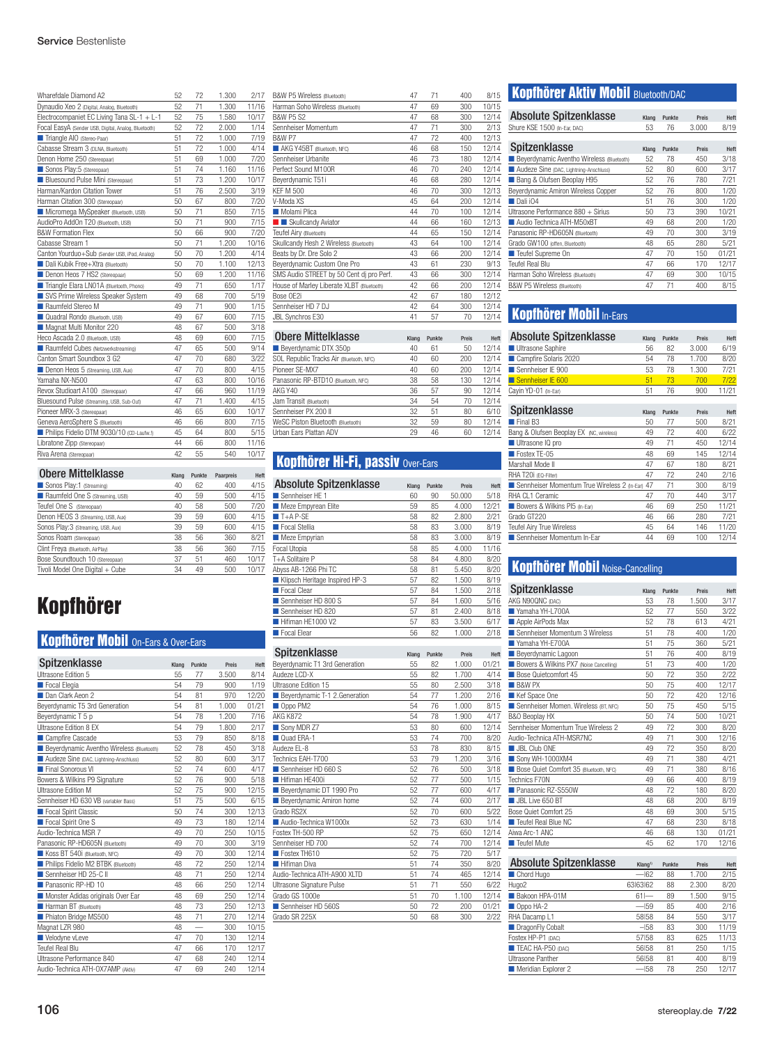| | | | | |
|---|---|---|---|---|
| Wharfedale Diamond A2 | 52 | 72 | 1.300 | 2/17 |
| Dynaudio Xeo 2 (Digital, Analog, Bluetooth) | 52 | 71 | 1.300 | 11/16 |
| Electrocompaniet EC Living Tana SL-1 + L-1 | 52 | 75 | 1.580 | 10/17 |
| Focal EasyA (Sender USB, Digital, Analog, Bluetooth) | 52 | 72 | 2.000 | 1/14 |
| ■ Triangle AIO (Stereo-Paar) | 51 | 72 | 1.000 | 7/19 |
| Cabasse Stream 3 (DLNA, Bluetooth) | 51 | 72 | 1.000 | 4/14 |
| Denon Home 250 (Stereopaar) | 51 | 69 | 1.000 | 7/20 |
| ■ Sonos Play:5 (Stereopaar) | 51 | 74 | 1.160 | 11/16 |
| ■ Bluesound Pulse Mini (Stereopaar) | 51 | 73 | 1.200 | 10/17 |
| Harman/Kardon Citation Tower | 51 | 76 | 2.500 | 3/19 |
| Harman Citation 300 (Stereopaar) | 50 | 67 | 800 | 7/20 |
| ■ Micromega MySpeaker (Bluetooth, USB) | 50 | 71 | 850 | 7/15 |
| AudioPro AddOn T20 (Bluetooth, USB) | 50 | 71 | 900 | 7/15 |
| B&W Formation Flex | 50 | 66 | 900 | 7/20 |
| Cabasse Stream 1 | 50 | 71 | 1.200 | 10/16 |
| Canton Yourduo+Sub (Sender USB, iPod, Analog) | 50 | 70 | 1.200 | 4/14 |
| ■ Dali Kubik Free+Xtra (Bluetooth) | 50 | 70 | 1.100 | 12/13 |
| ■ Denon Heos 7 HS2 (Stereopaar) | 50 | 69 | 1.200 | 11/16 |
| ■ Triangle Elara LN01A (Bluetooth, Phono) | 49 | 71 | 650 | 1/17 |
| ■ SVS Prime Wireless Speaker System | 49 | 68 | 700 | 5/19 |
| ■ Raumfeld Stereo M | 49 | 71 | 900 | 1/15 |
| ■ Quadral Rondo (Bluetooth, USB) | 49 | 67 | 600 | 7/15 |
| ■ Magnat Multi Monitor 220 | 48 | 67 | 500 | 3/18 |
| Heco Ascada 2.0 (Bluetooth, USB) | 48 | 69 | 600 | 7/15 |
| ■ Raumfeld Cubes (Netzwerkstreaming) | 47 | 65 | 500 | 9/14 |
| Canton Smart Soundbox 3 G2 | 47 | 70 | 680 | 3/22 |
| ■ Denon Heos 5 (Streaming, USB, Aux) | 47 | 70 | 800 | 4/15 |
| Yamaha NX-N500 | 47 | 63 | 800 | 10/16 |
| Revox Studioart A100 (Stereopaar) | 47 | 66 | 960 | 11/19 |
| Bluesound Pulse (Streaming, USB, Sub-Out) | 47 | 71 | 1.400 | 4/15 |
| Pioneer MRX-3 (Stereopaar) | 46 | 65 | 600 | 10/17 |
| Geneva AeroSphere S (Bluetooth) | 46 | 66 | 800 | 7/15 |
| ■ Philips Fidelio DTM 9030/10 (CD-Laufw.!) | 45 | 64 | 800 | 5/15 |
| Libratone Zipp (Stereopaar) | 44 | 66 | 800 | 11/16 |
| Riva Arena (Stereopaar) | 42 | 55 | 540 | 10/17 |

| Obere Mittelklasse | Klang | Punkte | Paarpreis | Heft |
|---|---|---|---|---|
| ■ Sonos Play:1 (Streaming) | 40 | 62 | 400 | 4/15 |
| ■ Raumfeld One S (Streaming, USB) | 40 | 59 | 500 | 4/15 |
| Teufel One S (Stereopaar) | 40 | 58 | 500 | 7/20 |
| Denon HEOS 3 (Streaming, USB, Aux) | 39 | 59 | 600 | 4/15 |
| Sonos Play:3 (Streaming, USB, Aux) | 39 | 59 | 600 | 4/15 |
| Sonos Roam (Stereopaar) | 38 | 56 | 360 | 8/21 |
| Clint Freya (Bluetooth, AirPlay) | 38 | 56 | 360 | 7/15 |
| Bose Soundtouch 10 (Stereopaar) | 37 | 51 | 460 | 10/17 |
| Tivoli Model One Digital + Cube | 34 | 49 | 500 | 10/17 |

# Kopfhörer

## Kopfhörer Mobil On-Ears & Over-Ears

| Spitzenklasse | Klang | Punkte | Preis | Heft |
|---|---|---|---|---|
| Ultrasone Edition 5 | 55 | 77 | 3.500 | 8/14 |
| ■ Focal Elegia | 54 | 79 | 900 | 1/19 |
| ■ Dan Clark Aeon 2 | 54 | 81 | 970 | 12/20 |
| Beyerdynamic T5 3rd Generation | 54 | 81 | 1.000 | 01/21 |
| Beyerdynamic T 5 p | 54 | 78 | 1.200 | 7/16 |
| Ultrasone Edition 8 EX | 54 | 79 | 1.800 | 2/17 |
| ■ Campfire Cascade | 53 | 79 | 850 | 8/18 |
| ■ Beyerdynamic Aventho Wireless (Bluetooth) | 52 | 78 | 450 | 3/18 |
| ■ Audeze Sine (DAC, Lightning-Anschluss) | 52 | 80 | 600 | 3/17 |
| ■ Final Sonorous VI | 52 | 74 | 600 | 4/17 |
| Bowers & Wilkins P9 Signature | 52 | 76 | 900 | 5/18 |
| Ultrasone Edition M | 52 | 75 | 900 | 12/15 |
| Sennheiser HD 630 VB (variabler Bass) | 51 | 75 | 500 | 6/15 |
| ■ Focal Spirit Classic | 50 | 74 | 300 | 12/13 |
| ■ Focal Spirit One S | 49 | 73 | 180 | 12/14 |
| Audio-Technica MSR 7 | 49 | 70 | 250 | 10/15 |
| Panasonic RP-HD605N (Bluetooth) | 49 | 70 | 300 | 3/19 |
| ■ Koss BT 540i (Bluetooth, NFC) | 49 | 70 | 300 | 12/14 |
| ■ Philips Fidelio M2 BTBK (Bluetooth) | 48 | 72 | 250 | 12/14 |
| ■ Sennheiser HD 25-C II | 48 | 71 | 250 | 12/14 |
| ■ Panasonic RP-HD 10 | 48 | 66 | 250 | 12/14 |
| ■ Monster Adidas originals Over Ear | 48 | 69 | 250 | 12/14 |
| ■ Harman BT (Bluetooth) | 48 | 73 | 250 | 12/13 |
| ■ Phiaton Bridge MS500 | 48 | 71 | 270 | 12/14 |
| Magnat LZR 980 | 48 | — | 300 | 10/15 |
| ■ Velodyne vLeve | 47 | 70 | 130 | 12/14 |
| Teufel Real Blu | 47 | 66 | 170 | 12/17 |
| Ultrasone Performance 840 | 47 | 68 | 240 | 12/14 |
| Audio-Technica ATH-OX7AMP (Aktiv) | 47 | 69 | 240 | 12/14 |
| B&W P5 Wireless (Bluetooth) | 47 | 71 | 400 | 8/15 |
| Harman Soho Wireless (Bluetooth) | 47 | 69 | 300 | 10/15 |
| B&W P5 S2 | 47 | 68 | 300 | 12/14 |
| Sennheiser Momentum | 47 | 71 | 300 | 2/13 |
| B&W P7 | 47 | 72 | 400 | 12/13 |
| ■ AKG Y45BT (Bluetooth, NFC) | 46 | 68 | 150 | 12/14 |
| Sennheiser Urbanite | 46 | 73 | 180 | 12/14 |
| Perfect Sound M100R | 46 | 70 | 240 | 12/14 |
| Beyerdynamic T51i | 46 | 68 | 280 | 12/14 |
| KEF M 500 | 46 | 70 | 300 | 12/13 |
| V-Moda XS | 45 | 64 | 200 | 12/14 |
| ■ Molami Plica | 44 | 70 | 100 | 12/14 |
| ■ ■ Skullcandy Aviator | 44 | 66 | 160 | 12/13 |
| Teufel Airy (Bluetooth) | 44 | 65 | 150 | 12/14 |
| Skullcandy Hesh 2 Wireless (Bluetooth) | 43 | 64 | 100 | 12/14 |
| Beats by Dr. Dre Solo 2 | 43 | 66 | 200 | 12/14 |
| Beyerdynamic Custom One Pro | 43 | 61 | 230 | 9/13 |
| SMS Audio STREET by 50 Cent dj pro Perf. | 43 | 66 | 300 | 12/14 |
| House of Marley Liberate XLBT (Bluetooth) | 42 | 66 | 200 | 12/14 |
| Bose OE2i | 42 | 67 | 180 | 12/12 |
| Sennheiser HD 7 DJ | 42 | 64 | 300 | 12/14 |
| JBL Synchros E30 | 41 | 57 | 70 | 12/14 |

| Obere Mittelklasse | Klang | Punkte | Preis | Heft |
|---|---|---|---|---|
| ■ Beyerdynamic DTX 350p | 40 | 61 | 50 | 12/14 |
| SOL Republic Tracks Air (Bluetooth, NFC) | 40 | 60 | 200 | 12/14 |
| Pioneer SE-MX7 | 40 | 60 | 200 | 12/14 |
| Panasonic RP-BTD10 (Bluetooth, NFC) | 38 | 58 | 130 | 12/14 |
| AKG Y40 | 36 | 57 | 90 | 12/14 |
| Jam Transit (Bluetooth) | 34 | 54 | 70 | 12/14 |
| Sennheiser PX 200 II | 32 | 51 | 80 | 6/10 |
| WeSC Piston Bluetooth (Bluetooth) | 32 | 59 | 80 | 12/14 |
| Urban Ears Plattan ADV | 29 | 46 | 60 | 12/14 |

## Kopfhörer Hi-Fi, passiv Over-Ears

| Absolute Spitzenklasse | Klang | Punkte | Preis | Heft |
|---|---|---|---|---|
| ■ Sennheiser HE 1 | 60 | 90 | 50.000 | 5/18 |
| ■ Meze Empyrean Elite | 59 | 85 | 4.000 | 12/21 |
| ■ T+A P-SE | 58 | 82 | 2.800 | 2/21 |
| ■ Focal Stellia | 58 | 83 | 3.000 | 8/19 |
| ■ Meze Empyrian | 58 | 83 | 3.000 | 8/19 |
| Focal Utopia | 58 | 85 | 4.000 | 11/16 |
| T+A Solitaire P | 58 | 84 | 4.800 | 8/20 |
| Abyss AB-1266 Phi TC | 58 | 81 | 5.450 | 8/20 |
| ■ Klipsch Heritage Inspired HP-3 | 57 | 82 | 1.500 | 8/19 |
| ■ Focal Clear | 57 | 84 | 1.500 | 2/18 |
| ■ Sennheiser HD 800 S | 57 | 84 | 1.600 | 5/16 |
| ■ Sennheiser HD 820 | 57 | 81 | 2.400 | 8/18 |
| ■ Hifiman HE1000 V2 | 57 | 83 | 3.500 | 6/17 |
| ■ Focal Elear | 56 | 82 | 1.000 | 2/18 |

| Spitzenklasse | Klang | Punkte | Preis | Heft |
|---|---|---|---|---|
| Beyerdynamic T1 3rd Generation | 55 | 82 | 1.000 | 01/21 |
| Audeze LCD-X | 55 | 82 | 1.700 | 4/14 |
| Ultrasone Edition 15 | 55 | 80 | 2.500 | 3/18 |
| ■ Beyerdynamic T-1 2.Generation | 54 | 77 | 1.200 | 2/16 |
| ■ Oppo PM2 | 54 | 76 | 1.000 | 8/15 |
| AKG K872 | 54 | 78 | 1.900 | 4/17 |
| ■ Sony MDR Z7 | 53 | 80 | 600 | 12/14 |
| ■ Quad ERA-1 | 53 | 74 | 700 | 8/20 |
| Audeze EL-8 | 53 | 78 | 830 | 8/15 |
| Technics EAH-T700 | 53 | 79 | 1.200 | 3/16 |
| ■ Sennheiser HD 660 S | 52 | 76 | 500 | 3/18 |
| ■ Hifiman HE400i | 52 | 77 | 500 | 1/15 |
| ■ Beyerdynamic DT 1990 Pro | 52 | 77 | 600 | 4/17 |
| ■ Beyerdynamic Amiron home | 52 | 74 | 600 | 2/17 |
| Grado RS2X | 52 | 70 | 600 | 5/22 |
| ■ Audio-Technica W1000x | 52 | 73 | 630 | 1/14 |
| Fostex TH-500 RP | 52 | 75 | 650 | 12/14 |
| Sennheiser HD 700 | 52 | 74 | 700 | 12/14 |
| ■ Fostex TH610 | 52 | 75 | 720 | 5/17 |
| ■ Hifiman Diva | 51 | 74 | 350 | 8/20 |
| Audio-Technica ATH-A900 XLTD | 51 | 74 | 465 | 12/14 |
| Ultrasone Signature Pulse | 51 | 71 | 550 | 6/22 |
| Grado GS 1000e | 51 | 70 | 1.100 | 12/14 |
| ■ Sennheiser HD 560S | 50 | 72 | 200 | 01/21 |
| Grado SR 225X | 50 | 68 | 300 | 2/22 |

## Kopfhörer Aktiv Mobil Bluetooth/DAC

| Absolute Spitzenklasse | Klang | Punkte | Preis | Heft |
|---|---|---|---|---|
| Shure KSE 1500 (In-Ear, DAC) | 53 | 76 | 3.000 | 8/19 |

| Spitzenklasse | Klang | Punkte | Preis | Heft |
|---|---|---|---|---|
| ■ Beyerdynamic Aventho Wireless (Bluetooth) | 52 | 78 | 450 | 3/18 |
| ■ Audeze Sine (DAC, Lightning-Anschluss) | 52 | 80 | 600 | 3/17 |
| ■ Bang & Olufsen Beoplay H95 | 52 | 76 | 780 | 7/21 |
| Beyerdynamic Amiron Wireless Copper | 52 | 76 | 800 | 1/20 |
| ■ Dali iO4 | 51 | 76 | 300 | 1/20 |
| Ultrasone Performance 880 + Sirius | 50 | 73 | 390 | 10/21 |
| ■ Audio Technica ATH-M50xBT | 49 | 68 | 200 | 1/20 |
| Panasonic RP-HD605N (Bluetooth) | 49 | 70 | 300 | 3/19 |
| Grado GW100 (offen, Bluetooth) | 48 | 65 | 280 | 5/21 |
| ■ Teufel Supreme On | 47 | 70 | 150 | 01/21 |
| Teufel Real Blu | 47 | 66 | 170 | 12/17 |
| Harman Soho Wireless (Bluetooth) | 47 | 69 | 300 | 10/15 |
| B&W P5 Wireless (Bluetooth) | 47 | 71 | 400 | 8/15 |

## Kopfhörer Mobil In-Ears

| Absolute Spitzenklasse | Klang | Punkte | Preis | Heft |
|---|---|---|---|---|
| ■ Ultrasone Saphire | 56 | 82 | 3.000 | 6/19 |
| ■ Campfire Solaris 2020 | 54 | 78 | 1.700 | 8/20 |
| ■ Sennheiser IE 900 | 53 | 78 | 1.300 | 7/21 |
| ■ Sennheiser IE 600 | 51 | 73 | 700 | 7/22 |
| Cayin YD-01 (In-Ear) | 51 | 76 | 900 | 11/21 |

| Spitzenklasse | Klang | Punkte | Preis | Heft |
|---|---|---|---|---|
| ■ Final B3 | 50 | 77 | 500 | 8/21 |
| Bang & Olufsen Beoplay EX (NC, wireless) | 49 | 72 | 400 | 6/22 |
| ■ Ultrasone IQ pro | 49 | 71 | 450 | 12/14 |
| ■ Fostex TE-05 | 48 | 69 | 145 | 12/14 |
| Marshall Mode II | 47 | 67 | 180 | 8/21 |
| RHA T20i (EQ-Filter) | 47 | 72 | 240 | 2/16 |
| ■ Sennheiser Momentum True Wireless 2 (In-Ear) | 47 | 71 | 300 | 8/19 |
| RHA CL1 Ceramic | 47 | 70 | 440 | 3/17 |
| ■ Bowers & Wilkins PI5 (In-Ear) | 46 | 69 | 250 | 11/21 |
| Grado GT220 | 46 | 66 | 280 | 7/21 |
| Teufel Airy True Wireless | 45 | 64 | 146 | 11/20 |
| ■ Sennheiser Momentum In-Ear | 44 | 69 | 100 | 12/14 |

## Kopfhörer Mobil Noise-Cancelling

| Spitzenklasse | Klang | Punkte | Preis | Heft |
|---|---|---|---|---|
| AKG N90QNC (DAC) | 53 | 78 | 1.500 | 3/17 |
| ■ Yamaha YH-L700A | 52 | 77 | 550 | 3/22 |
| ■ Apple AirPods Max | 52 | 78 | 613 | 4/21 |
| ■ Sennheiser Momentum 3 Wireless | 51 | 78 | 400 | 1/20 |
| ■ Yamaha YH-E700A | 51 | 75 | 360 | 5/21 |
| ■ Beyerdynamic Lagoon | 51 | 76 | 400 | 8/19 |
| ■ Bowers & Wilkins PX7 (Noise Cancelling) | 51 | 73 | 400 | 1/20 |
| ■ Bose Quietcomfort 45 | 50 | 72 | 350 | 2/22 |
| ■ B&W PX | 50 | 75 | 400 | 12/17 |
| ■ Kef Space One | 50 | 72 | 420 | 12/16 |
| ■ Sennheiser Momen. Wireless (BT, NFC) | 50 | 75 | 450 | 5/15 |
| B&O Beoplay HX | 50 | 74 | 500 | 10/21 |
| Sennheiser Momentum True Wireless 2 | 49 | 72 | 300 | 8/20 |
| Audio-Technica ATH-MSR7NC | 49 | 71 | 300 | 12/16 |
| ■ JBL Club ONE | 49 | 72 | 350 | 8/20 |
| ■ Sony WH-1000XM4 | 49 | 71 | 380 | 4/21 |
| ■ Bose Quiet Comfort 35 (Bluetooth, NFC) | 49 | 71 | 380 | 8/16 |
| Technics F70N | 49 | 66 | 400 | 8/19 |
| ■ Panasonic RZ-S550W | 48 | 72 | 180 | 8/20 |
| ■ JBL Live 650 BT | 48 | 68 | 200 | 8/19 |
| Bose Quiet Comfort 25 | 48 | 69 | 300 | 5/15 |
| ■ Teufel Real Blue NC | 47 | 68 | 230 | 8/18 |
| Aiwa Arc-1 ANC | 46 | 68 | 130 | 01/21 |
| ■ Teufel Mute | 45 | 62 | 170 | 12/16 |

| Absolute Spitzenklasse | Klang[1] | Punkte | Preis | Heft |
|---|---|---|---|---|
| ■ Chord Hugo | —\|62 | 88 | 1.700 | 2/15 |
| Hugo2 | 63\|63\|62 | 88 | 2.300 | 8/20 |
| ■ Bakoon HPA-01M | 61\|— | 89 | 1.500 | 9/15 |
| ■ Oppo HA-2 | —\|59 | 85 | 400 | 2/16 |
| RHA Dacamp L1 | 58\|58 | 84 | 550 | 3/17 |
| ■ DragonFly Cobalt | —\|58 | 83 | 300 | 11/19 |
| Fostex HP-P1 (DAC) | 57\|58 | 83 | 625 | 11/13 |
| ■ TEAC HA-P50 (DAC) | 56\|58 | 81 | 250 | 1/15 |
| Ultrasone Panther | 56\|58 | 81 | 400 | 8/19 |
| ■ Meridian Explorer 2 | —\|58 | 78 | 250 | 12/17 |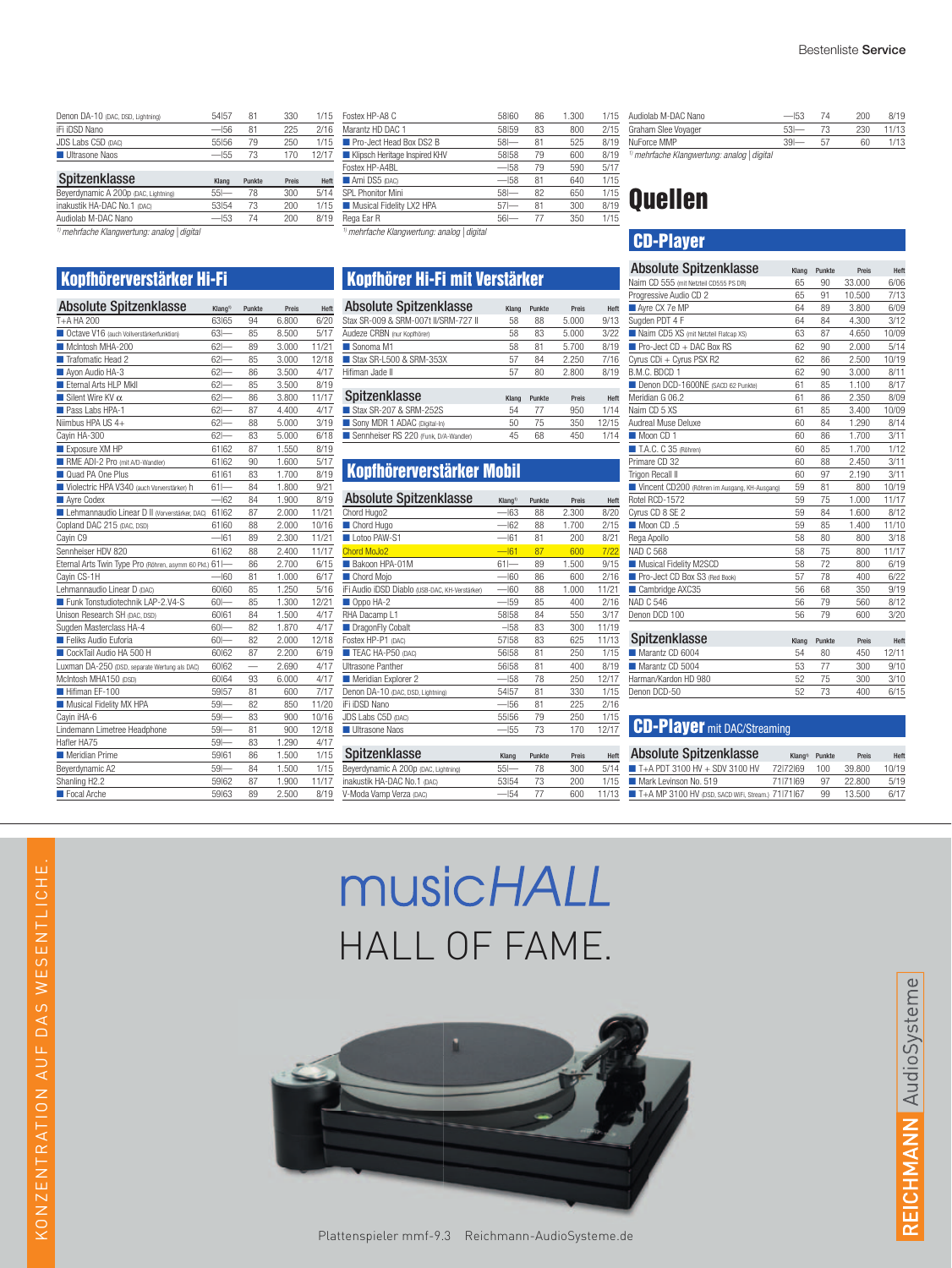| | Klang | Punkte | Preis | Heft |
|---|---|---|---|---|
| Denon DA-10 (DAC, DSD, Lightning) | 54\|57 | 81 | 330 | 1/15 |
| iFi iDSD Nano | —\|56 | 81 | 225 | 2/16 |
| JDS Labs C5D (DAC) | 55\|56 | 79 | 250 | 1/15 |
| ■ Ultrasone Naos | —\|55 | 73 | 170 | 12/17 |

| Spitzenklasse | Klang | Punkte | Preis | Heft |
|---|---|---|---|---|
| Beyerdynamic A 200p (DAC, Lightning) | 55\|— | 78 | 300 | 5/14 |
| inakustik HA-DAC No.1 (DAC) | 53\|54 | 73 | 200 | 1/15 |
| Audiolab M-DAC Nano | —\|53 | 74 | 200 | 8/19 |

*[1)] mehrfache Klangwertung: analog | digital*

| | Klang | Punkte | Preis | Heft |
|---|---|---|---|---|
| Fostex HP-A8 C | 58\|60 | 86 | 1.300 | 1/15 |
| Marantz HD DAC 1 | 58\|59 | 83 | 800 | 2/15 |
| ■ Pro-Ject Head Box DS2 B | 58\|— | 81 | 525 | 8/19 |
| ■ Klipsch Heritage Inspired KHV | 58\|58 | 79 | 600 | 8/19 |
| Fostex HP-A4BL | —\|58 | 79 | 590 | 5/17 |
| ■ Ami DS5 (DAC) | —\|58 | 81 | 640 | 1/15 |
| SPL Phonitor Mini | 58\|— | 82 | 650 | 1/15 |
| ■ Musical Fidelity LX2 HPA | 57\|— | 81 | 300 | 8/19 |
| Rega Ear R | 56\|— | 77 | 350 | 1/15 |

*[1)] mehrfache Klangwertung: analog | digital*

| | Klang | Punkte | Preis | Heft |
|---|---|---|---|---|
| Audiolab M-DAC Nano | —\|53 | 74 | 200 | 8/19 |
| Graham Slee Voyager | 53\|— | 73 | 230 | 11/13 |
| NuForce MMP | 39\|— | 57 | 60 | 1/13 |

*[1)] mehrfache Klangwertung: analog | digital*

## Kopfhörerverstärker Hi-Fi

| Absolute Spitzenklasse | Klang[1)] | Punkte | Preis | Heft |
|---|---|---|---|---|
| T+A HA 200 | 63\|65 | 94 | 6.800 | 6/20 |
| ■ Octave V16 (auch Vollverstärkerfunktion) | 63\|— | 85 | 8.500 | 5/17 |
| ■ McIntosh MHA-200 | 62\|— | 89 | 3.000 | 11/21 |
| ■ Trafomatic Head 2 | 62\|— | 85 | 3.000 | 12/18 |
| ■ Ayon Audio HA-3 | 62\|— | 86 | 3.500 | 4/17 |
| ■ Eternal Arts HLP MkII | 62\|— | 85 | 3.500 | 8/19 |
| ■ Silent Wire KV α | 62\|— | 86 | 3.800 | 11/17 |
| ■ Pass Labs HPA-1 | 62\|— | 87 | 4.400 | 4/17 |
| Niimbus HPA US 4+ | 62\|— | 88 | 5.000 | 3/19 |
| Cayin HA-300 | 62\|— | 83 | 5.000 | 6/18 |
| ■ Exposure XM HP | 61\|62 | 87 | 1.550 | 8/19 |
| ■ RME ADI-2 Pro (mit A/D-Wandler) | 61\|62 | 90 | 1.600 | 5/17 |
| ■ Quad PA One Plus | 61\|61 | 83 | 1.700 | 8/19 |
| ■ Violectric HPA V340 (auch Vorverstärker) h | 61\|— | 84 | 1.800 | 9/21 |
| ■ Ayre Codex | —\|62 | 84 | 1.900 | 8/19 |
| ■ Lehmannaudio Linear D II (Vorverstärker, DAC) | 61\|62 | 87 | 2.000 | 11/21 |
| Copland DAC 215 (DAC, DSD) | 61\|60 | 88 | 2.000 | 10/16 |
| Cayin C9 | —\|61 | 89 | 2.300 | 11/21 |
| Sennheiser HDV 820 | 61\|62 | 88 | 2.400 | 11/17 |
| Eternal Arts Twin Type Pro (Röhren, asymm 60 Pkt.) | 61\|— | 86 | 2.700 | 6/15 |
| Cayin CS-1H | —\|60 | 81 | 1.000 | 6/17 |
| Lehmannaudio Linear D (DAC) | 60\|60 | 85 | 1.250 | 5/16 |
| ■ Funk Tonstudiotechnik LAP-2.V4-S | 60\|— | 85 | 1.300 | 12/21 |
| Unison Research SH (DAC, DSD) | 60\|61 | 84 | 1.500 | 4/17 |
| Sugden Masterclass HA-4 | 60\|— | 82 | 1.870 | 4/17 |
| ■ Feliks Audio Euforia | 60\|— | 82 | 2.000 | 12/18 |
| ■ CockTail Audio HA 500 H | 60\|62 | 87 | 2.200 | 6/19 |
| Luxman DA-250 (DSD, separate Wertung als DAC) | 60\|62 | — | 2.690 | 4/17 |
| McIntosh MHA150 (DSD) | 60\|64 | 93 | 6.000 | 4/17 |
| ■ Hifiman EF-100 | 59\|57 | 81 | 600 | 7/17 |
| ■ Musical Fidelity MX HPA | 59\|— | 82 | 850 | 11/20 |
| Cayin iHA-6 | 59\|— | 83 | 900 | 10/16 |
| Lindemann Limetree Headphone | 59\|— | 81 | 900 | 12/18 |
| Hafler HA75 | 59\|— | 83 | 1.290 | 4/17 |
| ■ Meridian Prime | 59\|61 | 86 | 1.500 | 1/15 |
| Beyerdynamic A2 | 59\|— | 84 | 1.500 | 1/15 |
| Shanling H2.2 | 59\|62 | 87 | 1.900 | 11/17 |
| ■ Focal Arche | 59\|63 | 89 | 2.500 | 8/19 |

## Kopfhörer Hi-Fi mit Verstärker

| Absolute Spitzenklasse | Klang | Punkte | Preis | Heft |
|---|---|---|---|---|
| Stax SR-009 & SRM-007t II/SRM-727 II | 58 | 88 | 5.000 | 9/13 |
| Audeze CRBN (nur Kopfhörer) | 58 | 83 | 5.000 | 3/22 |
| ■ Sonoma M1 | 58 | 81 | 5.700 | 8/19 |
| ■ Stax SR-L500 & SRM-353X | 57 | 84 | 2.250 | 7/16 |
| Hifiman Jade II | 57 | 80 | 2.800 | 8/19 |

| Spitzenklasse | Klang | Punkte | Preis | Heft |
|---|---|---|---|---|
| ■ Stax SR-207 & SRM-252S | 54 | 77 | 950 | 1/14 |
| ■ Sony MDR 1 ADAC (Digital-In) | 50 | 75 | 350 | 12/15 |
| ■ Sennheiser RS 220 (Funk, D/A-Wandler) | 45 | 68 | 450 | 1/14 |

## Kopfhörerverstärker Mobil

| Absolute Spitzenklasse | Klang[1)] | Punkte | Preis | Heft |
|---|---|---|---|---|
| Chord Hugo2 | —\|63 | 88 | 2.300 | 8/20 |
| ■ Chord Hugo | —\|62 | 88 | 1.700 | 2/15 |
| ■ Lotoo PAW-S1 | —\|61 | 81 | 200 | 8/21 |
| Chord MoJo2 | —\|61 | 87 | 600 | 7/22 |
| ■ Bakoon HPA-01M | 61\|— | 89 | 1.500 | 9/15 |
| ■ Chord Mojo | —\|60 | 86 | 600 | 2/16 |
| iFi Audio iDSD Diablo (USB-DAC, KH-Verstärker) | —\|60 | 88 | 1.000 | 11/21 |
| ■ Oppo HA-2 | —\|59 | 85 | 400 | 2/16 |
| RHA Dacamp L1 | 58\|58 | 84 | 550 | 3/17 |
| ■ DragonFly Cobalt | —\|58 | 83 | 300 | 11/19 |
| Fostex HP-P1 (DAC) | 57\|58 | 83 | 625 | 11/13 |
| ■ TEAC HA-P50 (DAC) | 56\|58 | 81 | 250 | 1/15 |
| Ultrasone Panther | 56\|58 | 81 | 400 | 8/19 |
| ■ Meridian Explorer 2 | —\|58 | 78 | 250 | 12/17 |
| Denon DA-10 (DAC, DSD, Lightning) | 54\|57 | 81 | 330 | 1/15 |
| iFi iDSD Nano | —\|56 | 81 | 225 | 2/16 |
| JDS Labs C5D (DAC) | 55\|56 | 79 | 250 | 1/15 |
| ■ Ultrasone Naos | —\|55 | 73 | 170 | 12/17 |

| Spitzenklasse | Klang | Punkte | Preis | Heft |
|---|---|---|---|---|
| Beyerdynamic A 200p (DAC, Lightning) | 55\|— | 78 | 300 | 5/14 |
| inakustik HA-DAC No.1 (DAC) | 53\|54 | 73 | 200 | 1/15 |
| V-Moda Vamp Verza (DAC) | —\|54 | 77 | 600 | 11/13 |

# Quellen

## CD-Player

| Absolute Spitzenklasse | Klang | Punkte | Preis | Heft |
|---|---|---|---|---|
| Naim CD 555 (mit Netzteil CD555 PS DR) | 65 | 90 | 33.000 | 6/06 |
| Progressive Audio CD 2 | 65 | 91 | 10.500 | 7/13 |
| ■ Ayre CX 7e MP | 64 | 89 | 3.800 | 6/09 |
| Sugden PDT 4 F | 64 | 84 | 4.300 | 3/12 |
| ■ Naim CD5 XS (mit Netzteil Flatcap XS) | 63 | 87 | 4.650 | 10/09 |
| ■ Pro-Ject CD + DAC Box RS | 62 | 90 | 2.000 | 5/14 |
| Cyrus CDi + Cyrus PSX R2 | 62 | 86 | 2.500 | 10/19 |
| B.M.C. BDCD 1 | 62 | 90 | 3.000 | 8/11 |
| ■ Denon DCD-1600NE (SACD 62 Punkte) | 61 | 85 | 1.100 | 8/17 |
| Meridian G 06.2 | 61 | 86 | 2.350 | 8/09 |
| Naim CD 5 XS | 61 | 85 | 3.400 | 10/09 |
| Audreal Muse Deluxe | 60 | 84 | 1.290 | 8/14 |
| ■ Moon CD 1 | 60 | 86 | 1.700 | 3/11 |
| ■ T.A.C. C 35 (Röhren) | 60 | 85 | 1.700 | 1/12 |
| Primare CD 32 | 60 | 88 | 2.450 | 3/11 |
| Trigon Recall II | 60 | 97 | 2.190 | 3/11 |
| ■ Vincent CD200 (Röhren im Ausgang, KH-Ausgang) | 59 | 81 | 800 | 10/19 |
| Rotel RCD-1572 | 59 | 75 | 1.000 | 11/17 |
| Cyrus CD 8 SE 2 | 59 | 84 | 1.600 | 8/12 |
| ■ Moon CD .5 | 59 | 85 | 1.400 | 11/10 |
| Rega Apollo | 58 | 80 | 800 | 3/18 |
| NAD C 568 | 58 | 75 | 800 | 11/17 |
| ■ Musical Fidelity M2SCD | 58 | 72 | 800 | 6/19 |
| ■ Pro-Ject CD Box S3 (Red Book) | 57 | 78 | 400 | 6/22 |
| ■ Cambridge AXC35 | 56 | 68 | 350 | 9/19 |
| NAD C 546 | 56 | 79 | 560 | 8/12 |
| Denon DCD 100 | 56 | 79 | 600 | 3/20 |

| Spitzenklasse | Klang | Punkte | Preis | Heft |
|---|---|---|---|---|
| ■ Marantz CD 6004 | 54 | 80 | 450 | 12/11 |
| ■ Marantz CD 5004 | 53 | 77 | 300 | 9/10 |
| Harman/Kardon HD 980 | 52 | 75 | 300 | 3/10 |
| Denon DCD-50 | 52 | 73 | 400 | 6/15 |

## CD-Player mit DAC/Streaming

| Absolute Spitzenklasse | Klang[1)] | Punkte | Preis | Heft |
|---|---|---|---|---|
| ■ T+A PDT 3100 HV + SDV 3100 HV | 72\|72\|69 | 100 | 39.800 | 10/19 |
| ■ Mark Levinson No. 519 | 71\|71\|69 | 97 | 22.800 | 5/19 |
| ■ T+A MP 3100 HV (DSD, SACD WiFi, Stream.) | 71\|71\|67 | 99 | 13.500 | 6/17 |

KONZENTRATION AUF DAS WESENTLICHE.

musicHALL

HALL OF FAME.

Plattenspieler mmf-9.3 Reichmann-AudioSysteme.de

REICHMANN AudioSysteme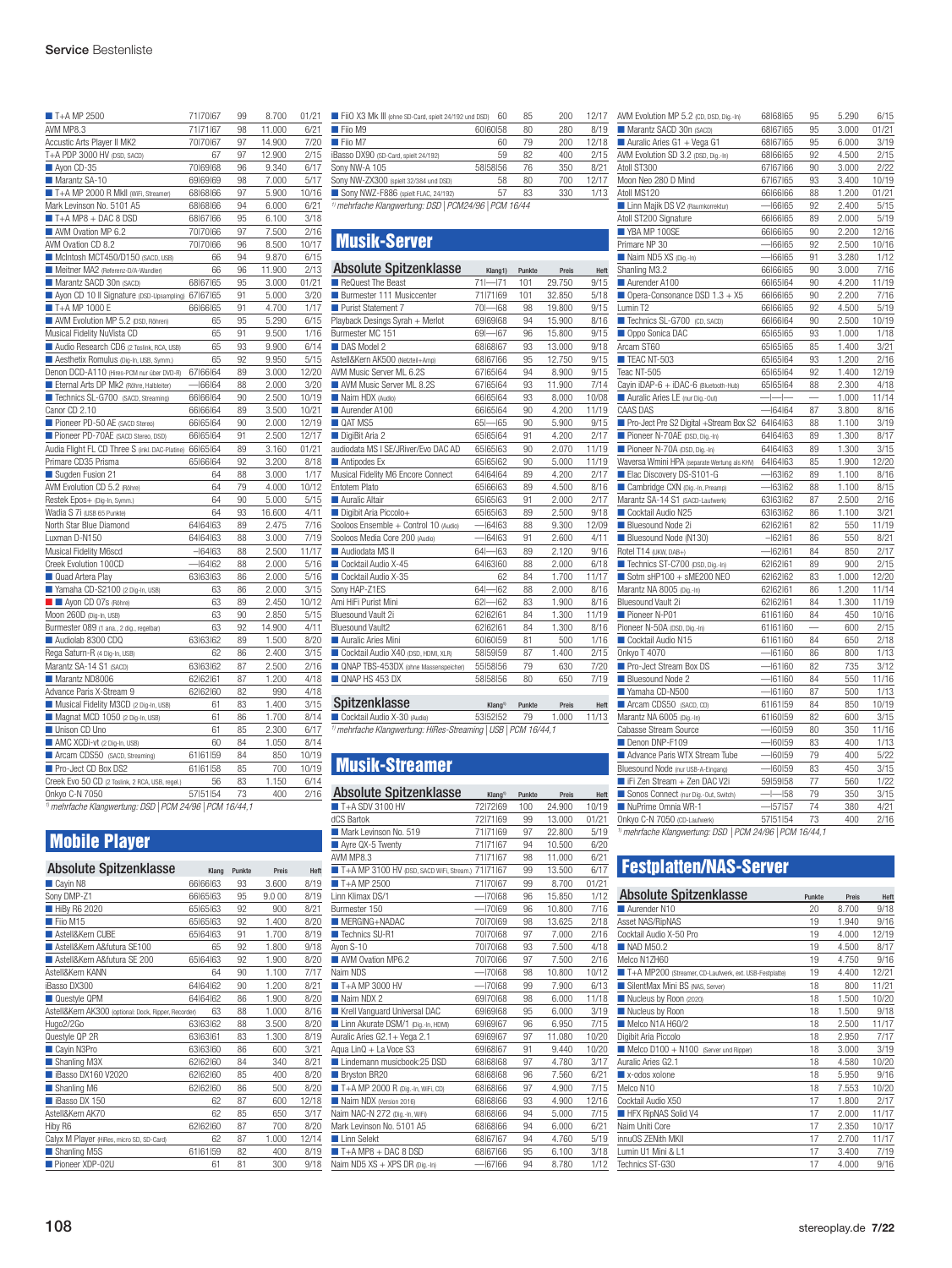| | Klang | Punkte | Preis | Heft |
|---|---|---|---|---|
| T+A MP 2500 | 71\|70\|67 | 99 | 8.700 | 01/21 |
| AVM MP8.3 | 71\|71\|67 | 98 | 11.000 | 6/21 |
| Accustic Arts Player II MK2 | 70\|70\|67 | 97 | 14.900 | 7/20 |
| T+A PDP 3000 HV (DSD, SACD) | 67 | 97 | 12.900 | 2/15 |
| Ayon CD-35 | 70\|69\|68 | 96 | 9.340 | 6/17 |
| Marantz SA-10 | 69\|69\|69 | 98 | 7.000 | 5/17 |
| T+A MP 2000 R MkII (WiFi, Streamer) | 68\|68\|66 | 97 | 5.900 | 10/16 |
| Mark Levinson No. 5101 A5 | 68\|68\|66 | 94 | 6.000 | 6/21 |
| T+A MP8 + DAC 8 DSD | 68\|67\|66 | 95 | 6.100 | 3/18 |
| AVM Ovation MP 6.2 | 70\|70\|66 | 97 | 7.500 | 2/16 |
| AVM Ovation CD 8.2 | 70\|70\|66 | 96 | 8.500 | 10/17 |
| McIntosh MCT450/D150 (SACD, USB) | 66 | 94 | 9.870 | 6/15 |
| Meitner MA2 (Referenz-D/A-Wandler) | 66 | 96 | 11.900 | 2/13 |
| Marantz SACD 30n (SACD) | 68\|67\|65 | 95 | 3.000 | 01/21 |
| Ayon CD 10 II Signature (DSD-Upsampling) | 67\|67\|65 | 91 | 5.000 | 3/20 |
| T+A MP 1000 E | 66\|66\|65 | 91 | 4.700 | 1/17 |
| AVM Evolution MP 5.2 (DSD, Röhren) | 65 | 95 | 5.290 | 6/15 |
| Musical Fidelity NuVista CD | 65 | 91 | 9.500 | 1/16 |
| Audio Research CD6 (2 Toslink, RCA, USB) | 65 | 93 | 9.900 | 6/14 |
| Aesthetix Romulus (Dig-In, USB, Symm.) | 65 | 92 | 9.950 | 5/15 |
| Denon DCD-A110 (Hires-PCM nur über DVD-R) | 67\|66\|64 | 89 | 3.000 | 12/20 |
| Eternal Arts DP Mk2 (Röhre, Halbleiter) | —\|66\|64 | 88 | 2.000 | 3/20 |
| Technics SL-G700 (SACD, Streaming) | 66\|66\|64 | 90 | 2.500 | 10/19 |
| Canor CD 2.10 | 66\|66\|64 | 89 | 3.500 | 10/21 |
| Pioneer PD-50 AE (SACD Stereo) | 66\|65\|64 | 90 | 2.000 | 12/19 |
| Pioneer PD-70AE (SACD Stereo, DSD) | 66\|65\|64 | 91 | 2.500 | 12/17 |
| Audia Flight FL CD Three S (inkl. DAC-Platine) | 66\|65\|64 | 89 | 3.160 | 01/21 |
| Primare CD35 Prisma | 65\|66\|64 | 92 | 3.200 | 8/18 |
| Sugden Fusion 21 | 64 | 88 | 3.000 | 1/17 |
| AVM Evolution CD 5.2 (Röhre) | 64 | 79 | 4.000 | 10/12 |
| Restek Epos+ (Dig-In, Symm.) | 64 | 90 | 5.000 | 5/15 |
| Wadia S 7i (USB 65 Punkte) | 64 | 93 | 16.600 | 4/11 |
| North Star Blue Diamond | 64\|64\|63 | 89 | 2.475 | 7/16 |
| Luxman D-N150 | 64\|64\|63 | 88 | 3.000 | 7/19 |
| Musical Fidelity M6scd | —\|64\|63 | 88 | 2.500 | 11/17 |
| Creek Evolution 100CD | —\|64\|62 | 88 | 2.000 | 5/16 |
| Quad Artera Play | 63\|63\|63 | 86 | 2.000 | 5/16 |
| Yamaha CD-S2100 (2 Dig-In, USB) | 63 | 86 | 2.000 | 3/15 |
| Ayon CD 07s (Röhre) | 63 | 89 | 2.450 | 10/12 |
| Moon 260D (Dig-In, USB) | 63 | 90 | 2.850 | 5/15 |
| Burmester 089 (1 ana., 2 dig., regelbar) | 63 | 92 | 14.900 | 4/11 |
| Audiolab 8300 CDQ | 63\|63\|62 | 89 | 1.500 | 8/20 |
| Rega Saturn-R (4 Dig-In, USB) | 62 | 86 | 2.400 | 3/15 |
| Marantz SA-14 S1 (SACD) | 63\|63\|62 | 87 | 2.500 | 2/16 |
| Marantz ND8006 | 62\|62\|61 | 87 | 1.200 | 4/18 |
| Advance Paris X-Stream 9 | 62\|62\|60 | 82 | 990 | 4/18 |
| Musical Fidelity M3CD (2 Dig-In, USB) | 61 | 83 | 1.400 | 3/15 |
| Magnat MCD 1050 (2 Dig-In, USB) | 61 | 86 | 1.700 | 8/14 |
| Unison CD Uno | 61 | 85 | 2.300 | 6/17 |
| AMC XCDi-vt (2 Dig-In, USB) | 60 | 88 | 1.050 | 8/14 |
| Arcam CDS50 (SACD, Streaming) | 61\|61\|59 | 84 | 850 | 10/19 |
| Pro-Ject CD Box DS2 | 61\|61\|58 | 85 | 700 | 10/19 |
| Creek Evo 50 CD (2 Toslink, 2 RCA, USB, regel.) | 56 | 83 | 1.150 | 6/14 |
| Onkyo C-N 7050 | 57\|51\|54 | 73 | 400 | 2/16 |

[1)] mehrfache Klangwertung: DSD | PCM 24/96 | PCM 16/44,1

## Mobile Player

| Absolute Spitzenklasse | Klang | Punkte | Preis | Heft |
|---|---|---|---|---|
| Cayin N8 | 66\|66\|63 | 93 | 3.600 | 8/19 |
| Sony DMP-Z1 | 66\|65\|63 | 95 | 9.0 00 | 8/19 |
| HiBy R6 2020 | 65\|65\|63 | 92 | 900 | 8/21 |
| Fiio M15 | 65\|65\|63 | 92 | 1.400 | 8/20 |
| Astell&Kern CUBE | 65\|64\|63 | 91 | 1.700 | 8/19 |
| Astell&Kern A&futura SE100 | 65 | 92 | 1.800 | 9/18 |
| Astell&Kern A&futura SE 200 | 65\|64\|63 | 92 | 1.900 | 8/20 |
| Astell&Kern KANN | 64 | 90 | 1.100 | 7/17 |
| iBasso DX300 | 64\|64\|62 | 90 | 1.200 | 8/21 |
| Questyle QPM | 64\|64\|62 | 86 | 1.900 | 8/20 |
| Astell&Kern AK300 (optional: Dock, Ripper, Recorder) | 63 | 88 | 1.000 | 8/16 |
| Hugo2/2Go | 63\|63\|62 | 88 | 3.500 | 8/20 |
| Questyle QP 2R | 63\|63\|61 | 83 | 1.300 | 8/19 |
| Cayin N3Pro | 63\|63\|60 | 86 | 600 | 3/21 |
| Shanling M3X | 62\|62\|60 | 84 | 340 | 8/21 |
| iBasso DX160 V2020 | 62\|62\|60 | 85 | 400 | 8/20 |
| Shanling M6 | 62\|62\|60 | 86 | 500 | 8/20 |
| iBasso DX 150 | 62 | 87 | 600 | 12/18 |
| Astell&Kern AK70 | 62 | 85 | 650 | 3/17 |
| Hiby R6 | 62\|62\|60 | 87 | 700 | 8/20 |
| Calyx M Player (HiRes, micro SD, SD-Card) | 62 | 87 | 1.000 | 12/14 |
| Shanling M5S | 61\|61\|59 | 82 | 400 | 8/19 |
| Pioneer XDP-02U | 61 | 81 | 300 | 9/18 |
| FiiO X3 Mk III (ohne SD-Card, spielt 24/192 und DSD) | 60 | 85 | 200 | 12/17 |
| Fiio M9 | 60\|60\|58 | 80 | 280 | 8/19 |
| Fiio M7 | 60 | 79 | 200 | 12/18 |
| iBasso DX90 (SD-Card, spielt 24/192) | 59 | 82 | 400 | 2/15 |
| Sony NW-A 105 | 58\|58\|56 | 76 | 350 | 8/21 |
| Sony NW-ZX300 (spielt 32/384 und DSD) | 58 | 80 | 700 | 12/17 |
| Sony NWZ-F886 (spielt FLAC, 24/192) | 57 | 83 | 330 | 1/13 |

[1)] mehrfache Klangwertung: DSD | PCM24/96 | PCM 16/44

## Musik-Server

| Absolute Spitzenklasse | Klang[1)] | Punkte | Preis | Heft |
|---|---|---|---|---|
| ReQuest The Beast | 71\|—\|71 | 101 | 29.750 | 9/15 |
| Burmester 111 Musiccenter | 71\|71\|69 | 101 | 32.850 | 5/18 |
| Purist Statement 7 | 70\|—\|68 | 98 | 19.800 | 9/15 |
| Playback Desings Syrah + Merlot | 69\|69\|68 | 94 | 15.900 | 8/16 |
| Burmester MC 151 | 69\|—\|67 | 96 | 15.800 | 9/15 |
| DAS Model 2 | 68\|68\|67 | 93 | 13.000 | 9/18 |
| Astell&Kern AK500 (Netzteil+Amp) | 68\|67\|66 | 95 | 12.750 | 9/15 |
| AVM Music Server ML 6.2S | 67\|65\|64 | 94 | 8.900 | 9/15 |
| AVM Music Server ML 8.2S | 67\|65\|64 | 93 | 11.900 | 7/14 |
| Naim HDX (Audio) | 66\|65\|64 | 93 | 8.000 | 10/08 |
| Aurender A100 | 66\|65\|64 | 90 | 4.200 | 11/19 |
| QAT MS5 | 65\|—\|65 | 90 | 5.900 | 9/15 |
| DigiBit Aria 2 | 65\|65\|64 | 91 | 4.200 | 2/17 |
| audiodata MS I SE/JRiver/Evo DAC AD | 65\|65\|63 | 90 | 2.070 | 11/19 |
| Antipodes Ex | 65\|65\|62 | 90 | 5.000 | 11/19 |
| Musical Fidelity M6 Encore Connect | 64\|64\|64 | 89 | 4.200 | 2/17 |
| Entotem Plato | 65\|66\|63 | 89 | 4.500 | 8/16 |
| Auralic Altair | 65\|65\|63 | 91 | 2.000 | 2/17 |
| Digibit Aria Piccolo+ | 65\|65\|63 | 89 | 2.500 | 9/18 |
| Sooloos Ensemble + Control 10 (Audio) | —\|64\|63 | 88 | 9.300 | 12/09 |
| Sooloos Media Core 200 (Audio) | —\|64\|63 | 91 | 2.600 | 4/11 |
| Audiodata MS II | 64\|—\|63 | 89 | 2.120 | 9/16 |
| Cocktail Audio X-45 | 64\|63\|60 | 88 | 2.000 | 6/18 |
| Cocktail Audio X-35 | 62 | 84 | 1.700 | 11/17 |
| Sony HAP-Z1ES | 64\|—\|62 | 88 | 2.000 | 8/16 |
| Ami HiFi Purist Mini | 62\|—\|62 | 83 | 1.900 | 8/16 |
| Bluesound Vault 2i | 62\|62\|61 | 84 | 1.300 | 11/19 |
| Bluesound Vault2 | 62\|62\|61 | 84 | 1.300 | 8/16 |
| Auralic Aries Mini | 60\|60\|59 | 81 | 500 | 1/16 |
| Cocktail Audio X40 (DSD, HDMI, XLR) | 58\|59\|59 | 87 | 1.400 | 2/15 |
| QNAP TBS-453DX (ohne Massenspeicher) | 55\|58\|56 | 79 | 630 | 7/20 |
| QNAP HS 453 DX | 58\|58\|56 | 80 | 650 | 7/19 |

| Spitzenklasse | Klang[1)] | Punkte | Preis | Heft |
|---|---|---|---|---|
| Cocktail Audio X-30 (Audio) | 53\|52\|52 | 79 | 1.000 | 11/13 |

[1)] mehrfache Klangwertung: HiRes-Streaming | USB | PCM 16/44,1

## Musik-Streamer

| Absolute Spitzenklasse | Klang[1)] | Punkte | Preis | Heft |
|---|---|---|---|---|
| T+A SDV 3100 HV | 72\|72\|69 | 100 | 24.900 | 10/19 |
| dCS Bartok | 72\|71\|69 | 99 | 13.000 | 01/21 |
| Mark Levinson No. 519 | 71\|71\|69 | 97 | 22.800 | 5/19 |
| Ayre QX-5 Twenty | 71\|71\|67 | 94 | 10.500 | 6/20 |
| AVM MP8.3 | 71\|71\|67 | 98 | 11.000 | 6/21 |
| T+A MP 3100 HV (DSD, SACD WiFi, Stream.) | 71\|71\|67 | 99 | 13.500 | 6/17 |
| T+A MP 2500 | 71\|70\|67 | 99 | 8.700 | 01/21 |
| Linn Klimax DS/1 | —\|70\|68 | 96 | 15.850 | 1/12 |
| Burmester 150 | —\|70\|69 | 96 | 10.800 | 7/16 |
| MERGING+NADAC | 70\|70\|69 | 98 | 13.625 | 2/18 |
| Technics SU-R1 | 70\|70\|68 | 97 | 7.000 | 2/16 |
| Ayon S-10 | 70\|70\|68 | 93 | 7.500 | 4/18 |
| AVM Ovation MP6.2 | 70\|70\|66 | 97 | 7.500 | 2/16 |
| Naim NDS | —\|70\|68 | 98 | 10.800 | 10/12 |
| T+A MP 3000 HV | —\|70\|68 | 99 | 7.900 | 6/13 |
| Naim NDX 2 | 69\|70\|68 | 98 | 6.000 | 11/18 |
| Krell Vanguard Universal DAC | 69\|69\|68 | 95 | 6.000 | 3/19 |
| Linn Akurate DSM/1 (Dig.-In, HDMI) | 69\|69\|67 | 96 | 6.950 | 7/15 |
| Auralic Aries G2.1+ Vega 2.1 | 69\|69\|67 | 97 | 11.080 | 10/20 |
| Aqua LinQ + La Voce S3 | 69\|68\|67 | 91 | 9.440 | 10/20 |
| Lindemann musicbook:25 DSD | 68\|68\|68 | 97 | 4.780 | 3/17 |
| Bryston BR20 | 68\|68\|68 | 96 | 7.560 | 6/21 |
| T+A MP 2000 R (Dig.-In, WiFi, CD) | 68\|68\|66 | 97 | 4.900 | 7/15 |
| Naim NDX (Version 2016) | 68\|68\|66 | 93 | 4.900 | 12/16 |
| Naim NAC-N 272 (Dig.-In, WiFi) | 68\|68\|66 | 94 | 5.000 | 7/15 |
| Mark Levinson No. 5101 A5 | 68\|68\|66 | 94 | 6.000 | 6/21 |
| Linn Selekt | 68\|67\|67 | 94 | 4.760 | 5/19 |
| T+A MP8 + DAC 8 DSD | 68\|67\|66 | 95 | 6.100 | 3/18 |
| Naim ND5 XS + XPS DR (Dig.-In) | —\|67\|66 | 94 | 8.780 | 1/12 |
| AVM Evolution MP 5.2 (CD, DSD, Dig.-In) | 68\|68\|65 | 95 | 5.290 | 6/15 |
| Marantz SACD 30n (SACD) | 68\|67\|65 | 95 | 3.000 | 01/21 |
| Auralic Aries G1 + Vega G1 | 68\|67\|65 | 95 | 6.000 | 3/19 |
| AVM Evolution SD 3.2 (DSD, Dig.-In) | 68\|66\|65 | 92 | 4.500 | 2/15 |
| Atoll ST300 | 67\|67\|66 | 90 | 3.000 | 2/22 |
| Moon Neo 280 D Mind | 67\|67\|65 | 93 | 3.400 | 10/19 |
| Atoll MS120 | 66\|66\|66 | 88 | 1.200 | 01/21 |
| Linn Majik DS V2 (Raumkorrektur) | —\|66\|65 | 92 | 2.400 | 5/15 |
| Atoll ST200 Signature | 66\|66\|65 | 89 | 2.000 | 5/19 |
| YBA MP 100SE | 66\|66\|65 | 90 | 2.200 | 12/16 |
| Primare NP 30 | —\|66\|65 | 92 | 2.500 | 10/16 |
| Naim ND5 XS (Dig.-In) | —\|66\|65 | 91 | 3.280 | 1/12 |
| Shanling M3.2 | 66\|66\|65 | 90 | 3.000 | 7/16 |
| Aurender A100 | 66\|65\|64 | 90 | 4.200 | 11/19 |
| Opera-Consonance DSD 1.3 + X5 | 66\|66\|65 | 90 | 2.200 | 7/16 |
| Lumin T2 | 66\|66\|65 | 92 | 4.500 | 5/19 |
| Technics SL-G700 (CD, SACD) | 66\|66\|64 | 90 | 2.500 | 10/19 |
| Oppo Sonica DAC | 65\|65\|65 | 93 | 1.000 | 1/18 |
| Arcam ST60 | 65\|65\|65 | 85 | 1.400 | 3/21 |
| TEAC NT-503 | 65\|65\|64 | 93 | 1.200 | 2/16 |
| Teac NT-505 | 65\|65\|64 | 92 | 1.400 | 12/19 |
| Cayin iDAP-6 + iDAC-6 (Bluetooth-Hub) | 65\|65\|64 | 88 | 2.300 | 4/18 |
| Auralic Aries LE (nur Dig.-Out) | —\|—\|— | — | 1.000 | 11/14 |
| CAAS DAS | —\|64\|64 | 87 | 3.800 | 8/16 |
| Pro-Ject Pre S2 Digital +Stream Box S2 | 64\|64\|63 | 88 | 1.100 | 3/19 |
| Pioneer N-70AE (DSD, Dig.-In) | 64\|64\|63 | 89 | 1.300 | 8/17 |
| Pioneer N-70A (DSD, Dig.-In) | 64\|64\|63 | 89 | 1.300 | 3/15 |
| Waversa Wmini HPA (separate Wertung als KHV) | 64\|64\|63 | 85 | 1.900 | 12/20 |
| Elac Discovery DS-S101-G | —\|63\|62 | 89 | 1.100 | 8/16 |
| Cambridge CXN (Dig.-In, Preamp) | —\|63\|62 | 88 | 1.100 | 8/15 |
| Marantz SA-14 S1 (SACD-Laufwerk) | 63\|63\|62 | 87 | 2.500 | 2/16 |
| Cocktail Audio N25 | 63\|63\|62 | 86 | 1.100 | 3/21 |
| Bluesound Node 2i | 62\|62\|61 | 82 | 550 | 11/19 |
| Bluesound Node (N130) | —\|62\|61 | 86 | 550 | 8/21 |
| Rotel T14 (UKW, DAB+) | —\|62\|61 | 84 | 850 | 2/17 |
| Technics ST-C700 (DSD, Dig.-In) | 62\|62\|61 | 89 | 900 | 2/15 |
| Sotm sHP100 + sME200 NEO | 62\|62\|62 | 83 | 1.000 | 12/20 |
| Marantz NA 8005 (Dig.-In) | 62\|62\|61 | 86 | 1.200 | 11/14 |
| Bluesound Vault 2i | 62\|62\|61 | 84 | 1.300 | 11/19 |
| Pioneer N-P01 | 61\|61\|60 | 84 | 450 | 10/16 |
| Pioneer N-50A (DSD, Dig.-In) | 61\|61\|60 | — | 600 | 2/15 |
| Cocktail Audio N15 | 61\|61\|60 | 84 | 650 | 2/18 |
| Onkyo T 4070 | —\|61\|60 | 86 | 800 | 1/13 |
| Pro-Ject Stream Box DS | —\|61\|60 | 82 | 735 | 3/12 |
| Bluesound Node 2 | —\|61\|60 | 84 | 550 | 11/16 |
| Yamaha CD-N500 | —\|61\|60 | 87 | 500 | 1/13 |
| Arcam CDS50 (SACD, CD) | 61\|61\|59 | 84 | 850 | 10/19 |
| Marantz NA 6005 (Dig.-In) | 61\|60\|59 | 82 | 600 | 3/15 |
| Cabasse Stream Source | —\|60\|59 | 80 | 350 | 11/16 |
| Denon DNP-F109 | —\|60\|59 | 83 | 400 | 1/13 |
| Advance Paris WTX Stream Tube | —\|60\|59 | 79 | 400 | 5/22 |
| Bluesound Node (nur USB-A-Eingang) | —\|60\|59 | 83 | 450 | 3/15 |
| iFi Zen Stream + Zen DAC V2i | 59\|59\|58 | 77 | 560 | 1/22 |
| Sonos Connect (nur Dig.-Out, Switch) | —\|—\|58 | 79 | 350 | 3/15 |
| NuPrime Omnia WR-1 | —\|57\|57 | 74 | 380 | 4/21 |
| Onkyo C-N 7050 (CD-Laufwerk) | 57\|51\|54 | 73 | 400 | 2/16 |

[1)] mehrfache Klangwertung: DSD | PCM 24/96 | PCM 16/44,1

## Festplatten/NAS-Server

| Absolute Spitzenklasse | Punkte | Preis | Heft |
|---|---|---|---|
| Aurender N10 | 20 | 8.700 | 9/18 |
| Asset NAS/RipNAS | 19 | 1.940 | 9/16 |
| Cocktail Audio X-50 Pro | 19 | 4.000 | 12/19 |
| NAD M50.2 | 19 | 4.500 | 8/17 |
| Melco N1ZH60 | 19 | 4.750 | 9/16 |
| T+A MP 2000 R (Streamer, CD-Laufwerk, ext. USB-Festplatte) | 19 | 4.400 | 12/21 |
| SilentMax Mini BS (NAS, Server) | 18 | 800 | 11/21 |
| Nucleus by Roon (2020) | 18 | 1.500 | 10/20 |
| Nucleus by Roon | 18 | 1.500 | 9/18 |
| Melco N1A H60/2 | 18 | 2.500 | 11/17 |
| Digibit Aria Piccolo | 18 | 2.950 | 7/17 |
| Melco D100 + N100 (Server und Ripper) | 18 | 3.000 | 3/19 |
| Auralic Aries G2.1 | 18 | 4.580 | 10/20 |
| x-odos xolone | 18 | 5.950 | 9/16 |
| Melco N10 | 18 | 7.553 | 10/20 |
| Cocktail Audio X50 | 17 | 1.800 | 2/17 |
| HFX RipNAS Solid V4 | 17 | 2.000 | 11/17 |
| Naim Uniti Core | 17 | 2.350 | 10/17 |
| innuOS ZENith MKII | 17 | 2.700 | 11/17 |
| Lumin U1 Mini & L1 | 17 | 3.400 | 7/19 |
| Technics ST-G30 | 17 | 4.000 | 9/16 |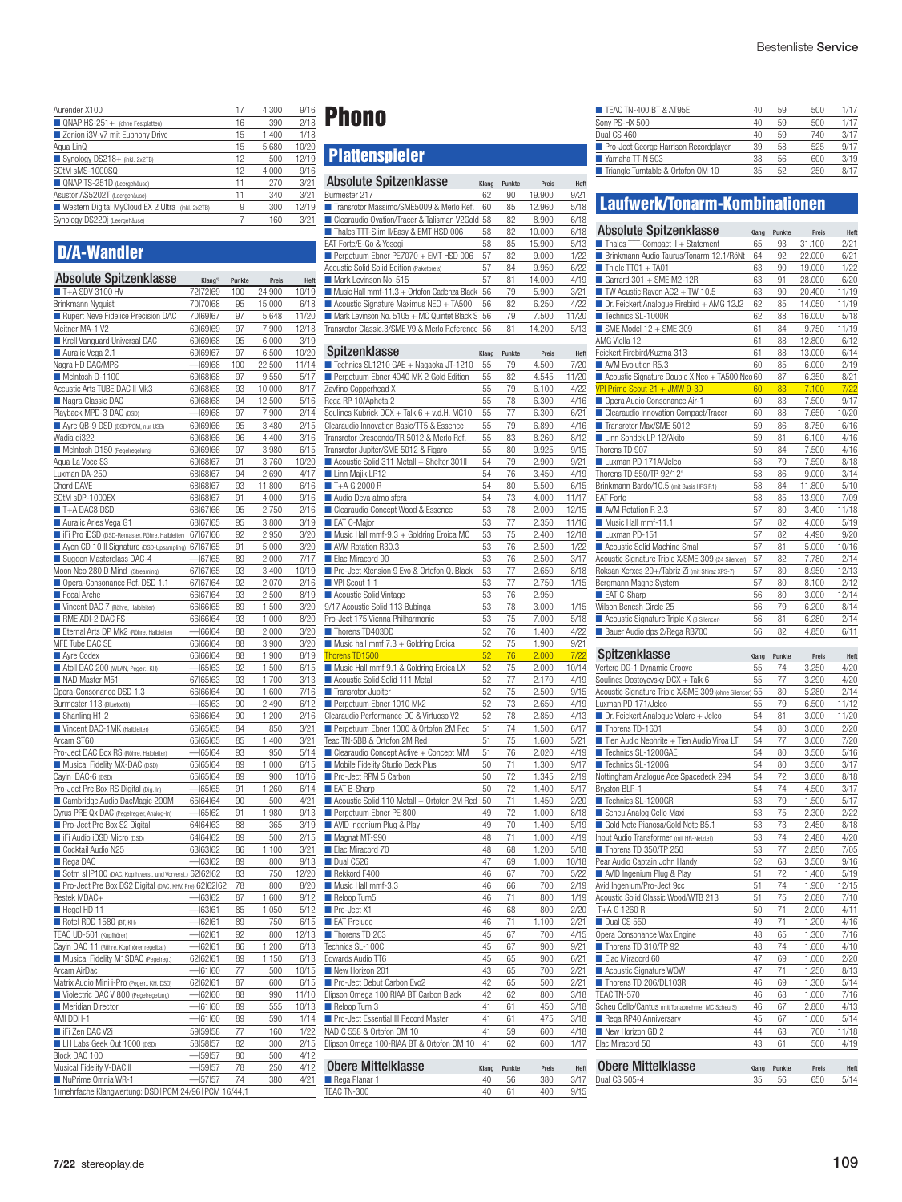| Aurender X100 | 17 | 4.300 | 9/16 |
|---|---|---|---|
| ■ QNAP HS-251+ (ohne Festplatten) | 16 | 390 | 2/18 |
| ■ Zenion i3V-v7 mit Euphony Drive | 15 | 1.400 | 1/18 |
| Aqua LinQ | 15 | 5.680 | 10/20 |
| ■ Synology DS218+ (inkl. 2x2TB) | 12 | 500 | 12/19 |
| SOtM sMS-1000SQ | 12 | 4.000 | 9/16 |
| ■ QNAP TS-251D (Leergehäuse) | 11 | 270 | 3/21 |
| Asustor AS5202T (Leergehäuse) | 11 | 340 | 3/21 |
| ■ Western Digital MyCloud EX 2 Ultra (inkl. 2x2TB) | 9 | 300 | 12/19 |
| Synology DS220j (Leergehäuse) | 7 | 160 | 3/21 |

## D/A-Wandler

| Absolute Spitzenklasse | Klang[1] | Punkte | Preis | Heft |
|---|---|---|---|---|
| ■ T+A SDV 3100 HV | 72\|72\|69 | 100 | 24.900 | 10/19 |
| Brinkmann Nyquist | 70\|70\|68 | 95 | 15.000 | 6/18 |
| ■ Rupert Neve Fidelice Precision DAC | 70\|69\|67 | 97 | 5.648 | 11/20 |
| Meitner MA-1 V2 | 69\|69\|69 | 97 | 7.900 | 12/18 |
| ■ Krell Vanguard Universal DAC | 69\|69\|68 | 95 | 6.000 | 3/19 |
| ■ Auralic Vega 2.1 | 69\|69\|67 | 97 | 6.500 | 10/20 |
| Nagra HD DAC/MPS | —\|69\|68 | 100 | 22.500 | 11/14 |
| ■ McIntosh D-1100 | 69\|68\|68 | 97 | 9.550 | 5/17 |
| Accustic Arts TUBE DAC II Mk3 | 69\|68\|68 | 93 | 10.000 | 8/17 |
| ■ Nagra Classic DAC | 69\|68\|68 | 94 | 12.500 | 5/16 |
| Playback MPD-3 DAC (DSD) | —\|69\|68 | 97 | 7.900 | 2/14 |
| ■ Ayre QB-9 DSD (DSD/PCM, nur USB) | 69\|69\|66 | 95 | 3.480 | 2/15 |
| Wadia di322 | 69\|68\|66 | 96 | 4.400 | 3/16 |
| ■ McIntosh D150 (Pegelregelung) | 69\|69\|66 | 97 | 3.980 | 6/15 |
| Aqua La Voce S3 | 69\|68\|67 | 91 | 3.760 | 10/20 |
| Luxman DA-250 | 68\|68\|67 | 94 | 2.690 | 4/17 |
| Chord DAVE | 68\|68\|67 | 93 | 11.800 | 6/16 |
| SOtM sDP-1000EX | 68\|68\|67 | 91 | 4.000 | 9/16 |
| ■ T+A DAC8 DSD | 68\|67\|66 | 95 | 2.750 | 2/16 |
| ■ Auralic Aries Vega G1 | 68\|67\|65 | 95 | 3.800 | 3/19 |
| ■ iFi Pro iDSD (DSD-Remaster, Röhre, Halbleiter) | 67\|67\|66 | 92 | 2.950 | 3/20 |
| ■ Ayon CD 10 II Signature (DSD-Upsampling) | 67\|67\|65 | 91 | 5.000 | 3/20 |
| ■ Sugden Masterclass DAC-4 | —\|67\|65 | 89 | 2.000 | 7/17 |
| Moon Neo 280 D Mind (Streaming) | 67\|67\|65 | 93 | 3.400 | 10/19 |
| ■ Opera-Consonance Ref. DSD 1.1 | 67\|67\|64 | 92 | 2.070 | 2/16 |
| ■ Focal Arche | 66\|67\|64 | 93 | 2.500 | 8/19 |
| ■ Vincent DAC 7 (Röhre, Halbleiter) | 66\|66\|65 | 89 | 1.500 | 3/20 |
| ■ RME ADI-2 DAC FS | 66\|66\|64 | 93 | 1.000 | 8/20 |
| ■ Eternal Arts DP Mk2 (Röhre, Halbleiter) | —\|66\|64 | 88 | 2.000 | 3/20 |
| MFE Tube DAC SE | 66\|66\|64 | 88 | 3.900 | 3/20 |
| ■ Ayre Codex | 66\|66\|64 | 88 | 1.900 | 8/19 |
| ■ Atoll DAC 200 (WLAN, Pegelr., KH) | —\|65\|63 | 92 | 1.500 | 6/15 |
| ■ NAD Master M51 | 67\|65\|63 | 93 | 1.700 | 3/13 |
| Opera-Consonance DSD 1.3 | 66\|66\|64 | 90 | 1.600 | 7/16 |
| Burmester 113 (Bluetooth) | —\|65\|63 | 90 | 2.490 | 6/12 |
| ■ Shanling H1.2 | 66\|66\|64 | 90 | 1.200 | 2/16 |
| ■ Vincent DAC-1MK (Halbleiter) | 65\|65\|65 | 84 | 850 | 3/21 |
| Arcam ST60 | 65\|65\|65 | 85 | 1.400 | 3/21 |
| Pro-Ject DAC Box RS (Röhre, Halbleiter) | —\|65\|64 | 93 | 950 | 5/14 |
| ■ Musical Fidelity MX-DAC (DSD) | 65\|65\|64 | 89 | 1.000 | 6/15 |
| Cayin iDAC-6 (DSD) | 65\|65\|64 | 89 | 900 | 10/16 |
| Pro-Ject Pre Box RS Digital (Dig. In) | —\|65\|65 | 91 | 1.260 | 6/14 |
| ■ Cambridge Audio DacMagic 200M | 65\|64\|64 | 90 | 500 | 4/21 |
| Cyrus PRE Qx DAC (Pegelregler, Analog-In) | —\|65\|62 | 91 | 1.980 | 9/13 |
| ■ Pro-Ject Pre Box S2 Digital | 64\|64\|63 | 88 | 365 | 3/19 |
| ■ iFi Audio iDSD Micro (DSD) | 64\|64\|62 | 89 | 500 | 2/15 |
| ■ Cocktail Audio N25 | 63\|63\|62 | 86 | 1.100 | 3/21 |
| ■ Rega DAC | —\|63\|62 | 89 | 800 | 9/13 |
| ■ Sotm sHP100 (DAC, Kopfh.verst. und Vorverst.) | 62\|62\|62 | 83 | 750 | 12/20 |
| ■ Pro-Ject Pre Box DS2 Digital (DAC, KHV, Pre) | 62\|62\|62 | 78 | 800 | 8/20 |
| Restek MDAC+ | —\|63\|62 | 87 | 1.600 | 9/12 |
| ■ Hegel HD 11 | —\|63\|61 | 85 | 1.050 | 5/12 |
| ■ Rotel RDD 1580 (BT, KH) | —\|62\|61 | 89 | 750 | 6/15 |
| TEAC UD-501 (Kopfhörer) | —\|62\|61 | 92 | 800 | 12/13 |
| Cayin DAC 11 (Röhre, Kopfhörer regelbar) | —\|62\|61 | 86 | 1.200 | 6/13 |
| ■ Musical Fidelity M1SDAC (Pegelreg.) | 62\|62\|61 | 89 | 1.150 | 6/13 |
| Arcam AirDac | —\|61\|60 | 77 | 500 | 10/15 |
| Matrix Audio Mini i-Pro (Pegelr., KH, DSD) | 62\|62\|61 | 87 | 600 | 6/15 |
| ■ Violectric DAC V 800 (Pegelregelung) | —\|62\|60 | 88 | 990 | 11/10 |
| ■ Meridian Director | —\|61\|60 | 89 | 555 | 10/13 |
| AMI DDH-1 | —\|61\|60 | 89 | 590 | 1/14 |
| ■ iFi Zen DAC V2i | 59\|59\|58 | 77 | 160 | 1/22 |
| ■ LH Labs Geek Out 1000 (DSD) | 58\|58\|57 | 82 | 300 | 2/15 |
| Block DAC 100 | —\|59\|57 | 80 | 500 | 4/12 |
| Musical Fidelity V-DAC II | —\|59\|57 | 78 | 250 | 4/12 |
| ■ NuPrime Omnia WR-1 | —\|57\|57 | 74 | 380 | 4/21 |

1)mehrfache Klangwertung: DSD\|PCM 24/96\|PCM 16/44,1

# Phono

## Plattenspieler

| Absolute Spitzenklasse | Klang | Punkte | Preis | Heft |
|---|---|---|---|---|
| Burmester 217 | 62 | 90 | 19.900 | 9/21 |
| ■ Transrotor Massimo/SME5009 & Merlo Ref. | 60 | 85 | 12.960 | 5/18 |
| ■ Clearaudio Ovation/Tracer & Talisman V2Gold | 58 | 82 | 8.900 | 6/18 |
| ■ Thales TTT-Slim II/Easy & EMT HSD 006 | 58 | 82 | 10.000 | 6/18 |
| EAT Forte/E-Go & Yosegi | 58 | 85 | 15.900 | 5/13 |
| ■ Perpetuum Ebner PE7070 + EMT HSD 006 | 57 | 82 | 9.000 | 1/22 |
| Acoustic Solid Solid Edition (Paketpreis) | 57 | 84 | 9.950 | 6/22 |
| ■ Mark Levinson No. 515 | 57 | 81 | 14.000 | 4/19 |
| ■ Music Hall mmf-11.3 + Ortofon Cadenza Black | 56 | 79 | 5.900 | 3/21 |
| ■ Acoustic Signature Maximus NEO + TA500 | 56 | 82 | 6.250 | 4/22 |
| ■ Mark Levinson No. 5105 + MC Quintet Black S | 56 | 79 | 7.500 | 11/20 |
| Transrotor Classic.3/SME V9 & Merlo Reference | 56 | 81 | 14.200 | 5/13 |

| Spitzenklasse | Klang | Punkte | Preis | Heft |
|---|---|---|---|---|
| ■ Technics SL1210 GAE + Nagaoka JT-1210 | 55 | 79 | 4.500 | 7/20 |
| ■ Perpetuum Ebner 4040 MK 2 Gold Edition | 55 | 82 | 4.545 | 11/20 |
| Zavfino Copperhead X | 55 | 79 | 6.100 | 4/22 |
| Rega RP 10/Apheta 2 | 55 | 78 | 6.300 | 4/16 |
| Soulines Kubrick DCX + Talk 6 + v.d.H. MC10 | 55 | 77 | 6.300 | 6/21 |
| Clearaudio Innovation Basic/TT5 & Essence | 55 | 79 | 6.890 | 4/16 |
| Transrotor Crescendo/TR 5012 & Merlo Ref. | 55 | 83 | 8.260 | 8/12 |
| Transrotor Jupiter/SME 5012 & Figaro | 55 | 80 | 9.925 | 9/15 |
| ■ Acoustic Solid 311 Metall + Shelter 301II | 54 | 79 | 2.900 | 9/21 |
| ■ Linn Majik LP12 | 54 | 76 | 3.450 | 4/19 |
| ■ T+A G 2000 R | 54 | 80 | 5.500 | 6/15 |
| ■ Audio Deva atmo sfera | 54 | 73 | 4.000 | 11/17 |
| ■ Clearaudio Concept Wood & Essence | 53 | 78 | 2.000 | 12/15 |
| ■ EAT C-Major | 53 | 77 | 2.350 | 11/16 |
| ■ Music Hall mmf-9.3 + Goldring Eroica MC | 53 | 75 | 2.400 | 12/18 |
| ■ AVM Rotation R30.3 | 53 | 76 | 2.500 | 1/22 |
| ■ Elac Miracord 90 | 53 | 76 | 2.500 | 3/17 |
| ■ Pro-Ject Xtension 9 Evo & Ortofon Q. Black | 53 | 77 | 2.650 | 8/18 |
| ■ VPI Scout 1.1 | 53 | 77 | 2.750 | 1/15 |
| ■ Acoustic Solid Vintage | 53 | 76 | 2.950 | |
| 9/17 Acoustic Solid 113 Bubinga | 53 | 78 | 3.000 | 1/15 |
| Pro-Ject 175 Vienna Philharmonic | 53 | 75 | 7.000 | 5/18 |
| ■ Thorens TD403DD | 52 | 76 | 1.400 | 4/22 |
| ■ Music hall mmf 7.3 + Goldring Eroica | 52 | 75 | 1.900 | 9/21 |
| Thorens TD1500 | 52 | 76 | 2.000 | 7/22 |
| ■ Music Hall mmf 9.1 & Goldring Eroica LX | 52 | 75 | 2.000 | 10/14 |
| ■ Acoustic Solid 111 Metall | 52 | 77 | 2.170 | 4/19 |
| ■ Transrotor Jupiter | 52 | 75 | 2.500 | 9/15 |
| ■ Perpetuum Ebner 1010 MK2 | 52 | 73 | 2.650 | 4/19 |
| Clearaudio Performance DC & Virtuoso V2 | 52 | 78 | 2.850 | 4/13 |
| ■ Perpetuum Ebner 1000 & Ortofon 2M Red | 51 | 74 | 1.500 | 6/17 |
| Teac TN-5BB & Ortofon 2M Red | 51 | 75 | 1.600 | 5/21 |
| ■ Clearaudio Concept Active + Concept MM | 51 | 76 | 2.020 | 4/19 |
| ■ Mobile Fidelity Studio Deck Plus | 50 | 71 | 1.300 | 9/17 |
| ■ Pro-Ject RPM 5 Carbon | 50 | 72 | 1.345 | 2/19 |
| ■ EAT B-Sharp | 50 | 72 | 1.400 | 5/17 |
| ■ Acoustic Solid 110 Metall + Ortofon 2M Red | 50 | 71 | 1.450 | 2/20 |
| ■ Perpetuum Ebner PE 800 | 49 | 72 | 1.000 | 8/18 |
| ■ AVID Ingenium Plug & Play | 49 | 70 | 1.400 | 5/19 |
| ■ Magnat MT-990 | 48 | 71 | 1.000 | 4/19 |
| ■ Elac Miracord 70 | 48 | 68 | 1.200 | 5/18 |
| ■ Dual CS26 | 47 | 69 | 1.000 | 10/18 |
| ■ Rekkord F400 | 46 | 67 | 700 | 5/22 |
| ■ Music Hall mmf-3.3 | 46 | 66 | 700 | 2/19 |
| ■ Reloop Turn5 | 46 | 71 | 800 | 1/19 |
| ■ Pro-Ject X1 | 46 | 68 | 800 | 2/20 |
| ■ EAT Prelude | 46 | 71 | 1.100 | 2/21 |
| ■ Thorens TD 203 | 45 | 67 | 700 | 4/15 |
| Technics SL-100C | 45 | 67 | 900 | 9/21 |
| Edwards Audio TT6 | 45 | 65 | 900 | 6/21 |
| ■ New Horizon 201 | 43 | 65 | 700 | 3/21 |
| ■ Pro-Ject Debut Carbon Evo2 | 42 | 65 | 500 | 2/21 |
| Elipson Omega 100 RIAA BT Carbon Black | 42 | 62 | 800 | 3/18 |
| ■ Reloop Turn 3 | 41 | 61 | 450 | 3/18 |
| ■ Pro-Ject Essential III Record Master | 41 | 61 | 475 | 3/18 |
| NAD C 558 & Ortofon OM 10 | 41 | 59 | 600 | 4/18 |
| Elipson Omega 100-RIAA BT & Ortofon OM 10 | 41 | 62 | 600 | 1/17 |

| Obere Mittelklasse | Klang | Punkte | Preis | Heft |
|---|---|---|---|---|
| ■ Rega Planar 1 | 40 | 56 | 380 | 3/17 |
| TEAC TN-300 | 40 | 61 | 400 | 9/15 |
| ■ TEAC TN-400 BT & AT95E | 40 | 59 | 500 | 1/17 |
| Sony PS-HX 500 | 40 | 59 | 500 | 1/17 |
| Dual CS 460 | 40 | 59 | 740 | 3/17 |
| ■ Pro-Ject George Harrison Recordplayer | 39 | 58 | 525 | 9/17 |
| ■ Yamaha TT-N 503 | 38 | 56 | 600 | 3/19 |
| ■ Triangle Turntable & Ortofon OM 10 | 35 | 52 | 250 | 8/17 |

## Laufwerk/Tonarm-Kombinationen

| Absolute Spitzenklasse | Klang | Punkte | Preis | Heft |
|---|---|---|---|---|
| ■ Thales TTT-Compact II + Statement | 65 | 93 | 31.100 | 2/21 |
| ■ Brinkmann Audio Taurus/Tonarm 12.1/RöNt | 64 | 92 | 22.000 | 6/21 |
| ■ Thiele TT01 + TA01 | 63 | 90 | 19.000 | 1/22 |
| ■ Garrard 301 + SME M2-12R | 63 | 91 | 28.000 | 6/20 |
| ■ TW Acustic Raven AC2 + TW 10.5 | 63 | 90 | 20.400 | 11/19 |
| ■ Dr. Feickert Analogue Firebird + AMG 12J2 | 62 | 85 | 14.050 | 11/19 |
| ■ Technics SL-1000R | 62 | 88 | 16.000 | 5/18 |
| ■ SME Model 12 + SME 309 | 61 | 84 | 9.750 | 11/19 |
| AMG Viella 12 | 61 | 88 | 12.800 | 6/12 |
| Feickert Firebird/Kuzma 313 | 61 | 88 | 13.000 | 6/14 |
| ■ AVM Evolution R5.3 | 60 | 85 | 6.000 | 2/19 |
| ■ Acoustic Signature Double X Neo + TA500 Neo | 60 | 87 | 6.350 | 8/21 |
| VPI Prime Scout 21 + JMW 9-3D | 60 | 83 | 7.100 | 7/22 |
| ■ Opera Audio Consonance Air-1 | 60 | 83 | 7.500 | 9/17 |
| ■ Clearaudio Innovation Compact/Tracer | 60 | 88 | 7.650 | 10/20 |
| ■ Transrotor Max/SME 5012 | 59 | 86 | 8.750 | 6/16 |
| ■ Linn Sondek LP 12/Akito | 59 | 81 | 6.100 | 4/16 |
| Thorens TD 907 | 59 | 84 | 7.500 | 4/16 |
| ■ Luxman PD 171A/Jelco | 58 | 79 | 7.590 | 8/18 |
| Thorens TD 550/TP 92/12" | 58 | 86 | 9.000 | 3/14 |
| Brinkmann Bardo/10.5 (mit Basis HRS R1) | 58 | 84 | 11.800 | 5/10 |
| EAT Forte | 58 | 85 | 13.900 | 7/09 |
| ■ AVM Rotation R 2.3 | 57 | 80 | 3.400 | 11/18 |
| ■ Music Hall mmf-11.1 | 57 | 82 | 4.000 | 5/19 |
| ■ Luxman PD-151 | 57 | 82 | 4.490 | 9/20 |
| ■ Acoustic Solid Machine Small | 57 | 81 | 5.000 | 10/16 |
| Acoustic Signature Triple X/SME 309 (24 Silencer) | 57 | 82 | 7.780 | 2/14 |
| Roksan Xerxes 20+/Tabriz Zi (mit Shiraz XPS-7) | 57 | 80 | 8.950 | 12/13 |
| Bergmann Magne System | 57 | 80 | 8.100 | 2/12 |
| ■ EAT C-Sharp | 56 | 80 | 3.000 | 12/14 |
| Wilson Benesh Circle 25 | 56 | 79 | 6.200 | 8/14 |
| ■ Acoustic Signature Triple X (8 Silencer) | 56 | 81 | 6.280 | 2/14 |
| ■ Bauer Audio dps 2/Rega RB700 | 56 | 82 | 4.850 | 6/11 |

| Spitzenklasse | Klang | Punkte | Preis | Heft |
|---|---|---|---|---|
| Vertere DG-1 Dynamic Groove | 55 | 74 | 3.250 | 4/20 |
| Soulines Dostoyevsky DCX + Talk 6 | 55 | 77 | 3.290 | 4/20 |
| Acoustic Signature Triple X/SME 309 (ohne Silencer) | 55 | 80 | 5.280 | 2/14 |
| Luxman PD 171/Jelco | 55 | 79 | 6.500 | 11/12 |
| ■ Dr. Feickert Analogue Volare + Jelco | 54 | 81 | 3.000 | 11/20 |
| ■ Thorens TD-1601 | 54 | 80 | 3.000 | 2/20 |
| ■ Tien Audio Nephrite + Tien Audio Viroa LT | 54 | 77 | 3.000 | 7/20 |
| ■ Technics SL-1200GAE | 54 | 80 | 3.500 | 5/16 |
| ■ Technics SL-1200G | 54 | 80 | 3.500 | 3/17 |
| Nottingham Analogue Ace Spacedeck 294 | 54 | 72 | 3.600 | 8/18 |
| Bryston BLP-1 | 54 | 74 | 4.500 | 3/17 |
| ■ Technics SL-1200GR | 53 | 79 | 1.500 | 5/17 |
| ■ Scheu Analog Cello Maxi | 53 | 75 | 2.300 | 2/22 |
| ■ Gold Note Pianosa/Gold Note B5.1 | 53 | 73 | 2.450 | 8/18 |
| Input Audio Transformer (mit HR-Netzteil) | 53 | 74 | 2.480 | 4/20 |
| ■ Thorens TD 350/TP 250 | 53 | 77 | 2.850 | 7/05 |
| Pear Audio Captain John Handy | 52 | 68 | 3.500 | 9/16 |
| ■ AVID Ingenium Plug & Play | 51 | 72 | 1.400 | 5/19 |
| Avid Ingenium/Pro-Ject 9cc | 51 | 74 | 1.900 | 12/15 |
| Acoustic Solid Classic Wood/WTB 213 | 51 | 75 | 2.080 | 7/10 |
| T+A G 1260 R | 50 | 71 | 2.000 | 4/11 |
| ■ Dual CS 550 | 49 | 71 | 1.200 | 4/16 |
| Opera Consonance Wax Engine | 48 | 65 | 1.300 | 7/16 |
| ■ Thorens TD 310/TP 92 | 48 | 74 | 1.600 | 4/10 |
| ■ Elac Miracord 60 | 47 | 69 | 1.000 | 2/20 |
| ■ Acoustic Signature WOW | 47 | 71 | 1.250 | 8/13 |
| ■ Thorens TD 206/DL103R | 46 | 69 | 1.300 | 5/14 |
| TEAC TN-570 | 46 | 68 | 1.000 | 7/16 |
| Scheu Cello/Cantus (mit Tonabnehmer MC Scheu S) | 46 | 67 | 2.800 | 4/13 |
| ■ Rega RP40 Anniversary | 45 | 67 | 1.000 | 5/14 |
| ■ New Horizon GD 2 | 44 | 63 | 700 | 11/18 |
| Elac Miracord 50 | 43 | 61 | 500 | 4/19 |

| Obere Mittelklasse | Klang | Punkte | Preis | Heft |
|---|---|---|---|---|
| Dual CS 505-4 | 35 | 56 | 650 | 5/14 |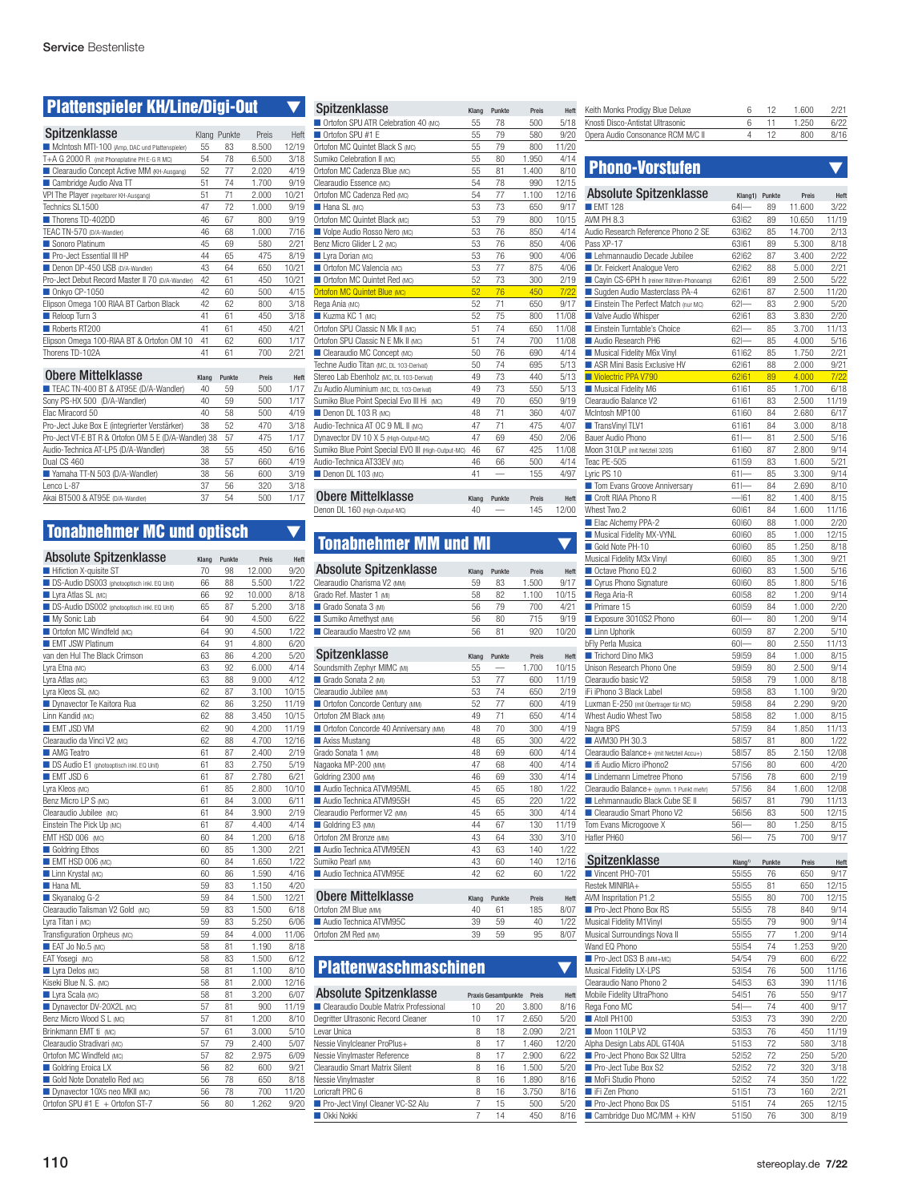# Plattenspieler KH/Line/Digi-Out

## Spitzenklasse

| | Klang | Punkte | Preis | Heft |
|---|---|---|---|---|
| McIntosh MTI-100 (Amp, DAC und Plattenspieler) | 55 | 83 | 8.500 | 12/19 |
| T+A G 2000 R (mit Phonoplatine PH E-G R MC) | 54 | 78 | 6.500 | 3/18 |
| Clearaudio Concept Active MM (KH-Ausgang) | 52 | 77 | 2.020 | 4/19 |
| Cambridge Audio Alva TT | 51 | 74 | 1.700 | 9/19 |
| VPI The Player (regelbarer KH-Ausgang) | 51 | 71 | 2.000 | 10/21 |
| Technics SL1500 | 47 | 72 | 1.000 | 9/19 |
| Thorens TD-402DD | 46 | 67 | 800 | 9/19 |
| TEAC TN-570 (D/A-Wandler) | 46 | 68 | 1.000 | 7/16 |
| Sonoro Platinum | 45 | 69 | 580 | 2/21 |
| Pro-Ject Essential III HP | 44 | 65 | 475 | 8/19 |
| Denon DP-450 USB (D/A-Wandler) | 43 | 64 | 650 | 10/21 |
| Pro-Ject Debut Record Master II 70 (D/A-Wandler) | 42 | 61 | 450 | 10/21 |
| Onkyo CP-1050 | 42 | 60 | 500 | 4/15 |
| Elipson Omega 100 RIAA BT Carbon Black | 42 | 62 | 800 | 3/18 |
| Reloop Turn 3 | 41 | 61 | 450 | 3/18 |
| Roberts RT200 | 41 | 61 | 450 | 4/21 |
| Elipson Omega 100-RIAA BT & Ortofon OM 10 | 41 | 62 | 600 | 1/17 |
| Thorens TD-102A | 41 | 61 | 700 | 2/21 |

## Obere Mittelklasse

| | Klang | Punkte | Preis | Heft |
|---|---|---|---|---|
| TEAC TN-400 BT & AT95E (D/A-Wandler) | 40 | 59 | 500 | 1/17 |
| Sony PS-HX 500 (D/A-Wandler) | 40 | 59 | 500 | 1/17 |
| Elac Miracord 50 | 40 | 58 | 500 | 4/19 |
| Pro-Ject Juke Box E (integrierter Verstärker) | 38 | 52 | 470 | 3/18 |
| Pro-Ject VT-E BT R & Ortofon OM 5 E (D/A-Wandler) | 38 | 57 | 475 | 1/17 |
| Audio-Technica AT-LP5 (D/A-Wandler) | 38 | 55 | 450 | 6/16 |
| Dual CS 460 | 38 | 57 | 660 | 4/19 |
| Yamaha TT-N 503 (D/A-Wandler) | 38 | 56 | 600 | 3/19 |
| Lenco L-87 | 37 | 56 | 320 | 3/18 |
| Akai BT500 & AT95E (D/A-Wandler) | 37 | 54 | 500 | 1/17 |

# Tonabnehmer MC und optisch

## Absolute Spitzenklasse

| | Klang | Punkte | Preis | Heft |
|---|---|---|---|---|
| Hifiction X-quisite ST | 70 | 98 | 12.000 | 9/20 |
| DS-Audio DS003 (photooptisch inkl. EQ Unit) | 66 | 88 | 5.500 | 1/22 |
| Lyra Atlas SL (MC) | 66 | 92 | 10.000 | 8/18 |
| DS-Audio DS002 (photooptisch inkl. EQ Unit) | 65 | 87 | 5.200 | 3/18 |
| My Sonic Lab | 64 | 90 | 4.500 | 6/22 |
| Ortofon MC Windfeld (MC) | 64 | 90 | 4.500 | 1/22 |
| EMT JSW Platinum | 64 | 91 | 4.800 | 6/20 |
| van den Hul The Black Crimson | 63 | 86 | 4.200 | 5/20 |
| Lyra Etna (MC) | 63 | 92 | 6.000 | 4/14 |
| Lyra Atlas (MC) | 63 | 88 | 9.000 | 4/12 |
| Lyra Kleos SL (MC) | 62 | 87 | 3.100 | 10/15 |
| Dynavector Te Kaitora Rua | 62 | 86 | 5.250 | 11/19 |
| Linn Kandid (MC) | 62 | 88 | 3.450 | 10/15 |
| EMT JSD VM | 62 | 90 | 4.200 | 11/19 |
| Clearaudio da Vinci V2 (MC) | 62 | 88 | 4.700 | 12/16 |
| AMG Teatro | 61 | 87 | 2.400 | 2/19 |
| DS Audio E1 (photooptisch inkl. EQ Unit) | 61 | 83 | 2.750 | 5/19 |
| EMT JSD 6 | 61 | 87 | 2.780 | 6/21 |
| Lyra Kleos (MC) | 61 | 85 | 2.800 | 10/10 |
| Benz Micro LP S (MC) | 61 | 84 | 3.000 | 6/11 |
| Clearaudio Jubilee (MC) | 61 | 84 | 3.900 | 2/19 |
| Einstein The Pick Up (MC) | 61 | 87 | 4.400 | 4/14 |
| EMT HSD 006 (MC) | 60 | 84 | 1.200 | 6/18 |
| Goldring Ethos | 60 | 85 | 1.300 | 2/21 |
| EMT HSD 006 (MC) | 60 | 84 | 1.650 | 1/22 |
| Linn Krystal (MC) | 60 | 86 | 1.590 | 4/16 |
| Hana ML | 59 | 83 | 1.150 | 4/20 |
| Skyanalog G-2 | 59 | 84 | 1.500 | 12/21 |
| Clearaudio Talisman V2 Gold (MC) | 59 | 83 | 1.500 | 6/18 |
| Lyra Titan i (MC) | 59 | 83 | 5.250 | 6/06 |
| Transfiguration Orpheus (MC) | 59 | 84 | 4.000 | 11/06 |
| EAT Jo No.5 (MC) | 58 | 81 | 1.190 | 8/18 |
| EAT Yosegi (MC) | 58 | 83 | 1.500 | 6/12 |
| Lyra Delos (MC) | 58 | 81 | 1.100 | 8/10 |
| Kiseki Blue N. S. (MC) | 58 | 81 | 2.000 | 12/16 |
| Lyra Scala (MC) | 58 | 81 | 3.200 | 6/07 |
| Dynavector DV-20X2L (MC) | 57 | 81 | 900 | 11/19 |
| Benz Micro Wood S L (MC) | 57 | 81 | 1.200 | 8/10 |
| Brinkmann EMT ti (MC) | 57 | 61 | 3.000 | 5/10 |
| Clearaudio Stradivari (MC) | 57 | 79 | 2.400 | 5/07 |
| Ortofon MC Windfeld (MC) | 57 | 82 | 2.975 | 6/09 |
| Goldring Eroica LX | 56 | 82 | 600 | 9/21 |
| Gold Note Donatello Red (MC) | 56 | 78 | 650 | 8/18 |
| Dynavector 10X5 neo MKII (MC) | 56 | 78 | 700 | 11/20 |
| Ortofon SPU #1 E + Ortofon ST-7 | 56 | 80 | 1.262 | 9/20 |

## Spitzenklasse

| | Klang | Punkte | Preis | Heft |
|---|---|---|---|---|
| Ortofon SPU ATR Celebration 40 (MC) | 55 | 78 | 500 | 5/18 |
| Ortofon SPU #1 E | 55 | 79 | 580 | 9/20 |
| Ortofon MC Quintet Black S (MC) | 55 | 79 | 800 | 11/20 |
| Sumiko Celebration II (MC) | 55 | 80 | 1.950 | 4/14 |
| Ortofon MC Cadenza Black (MC) | 55 | 81 | 1.400 | 8/10 |
| Clearaudio Essence (MC) | 54 | 78 | 990 | 12/15 |
| Ortofon MC Cadenza Red (MC) | 54 | 77 | 1.100 | 12/16 |
| Hana SL (MC) | 53 | 73 | 650 | 9/17 |
| Ortofon MC Quintet Black (MC) | 53 | 79 | 800 | 10/15 |
| Volpe Audio Rosso Nero (MC) | 53 | 76 | 850 | 4/14 |
| Benz Micro Glider L 2 (MC) | 53 | 76 | 850 | 4/06 |
| Lyra Dorian (MC) | 53 | 76 | 900 | 4/06 |
| Ortofon MC Valencia (MC) | 53 | 77 | 875 | 4/06 |
| Ortofon MC Quintet Red (MC) | 52 | 73 | 300 | 2/19 |
| Ortofon MC Quintet Blue (MC) | 52 | 76 | 450 | 7/22 |
| Rega Ania (MC) | 52 | 71 | 650 | 9/17 |
| Kuzma KC 1 (MC) | 52 | 75 | 800 | 11/08 |
| Ortofon SPU Classic N Mk II (MC) | 51 | 74 | 650 | 11/08 |
| Ortofon SPU Classic N E Mk II (MC) | 51 | 74 | 700 | 11/08 |
| Clearaudio MC Concept (MC) | 50 | 76 | 690 | 4/14 |
| Techne Audio Titan (MC, DL 103-Derivat) | 50 | 74 | 695 | 5/13 |
| Stereo Lab Ebenholz (MC, DL 103-Derivat) | 49 | 73 | 440 | 5/13 |
| Zu Audio Aluminium (MC, DL 103-Derivat) | 49 | 73 | 550 | 5/13 |
| Sumiko Blue Point Special Evo III (MC) | 49 | 70 | 650 | 9/19 |
| Denon DL 103 R (MC) | 48 | 71 | 360 | 4/07 |
| Audio-Technica AT OC 9 ML II (MC) | 47 | 71 | 475 | 4/07 |
| Dynavector DV 10 X 5 (High-Output-MC) | 47 | 69 | 450 | 2/06 |
| Sumiko Blue Point Special EVO III (High-Output-MC) | 46 | 67 | 425 | 11/08 |
| Audio-Technica AT33EV (MC) | 46 | 66 | 500 | 4/14 |
| Denon DL 103 (MC) | 41 | — | 155 | 4/97 |

## Obere Mittelklasse

| | Klang | Punkte | Preis | Heft |
|---|---|---|---|---|
| Denon DL 160 (High-Output-MC) | 40 | — | 145 | 12/00 |

# Tonabnehmer MM und MI

## Absolute Spitzenklasse

| | Klang | Punkte | Preis | Heft |
|---|---|---|---|---|
| Clearaudio Charisma V2 (MM) | 59 | 83 | 1.500 | 9/17 |
| Grado Ref. Master 1 (MI) | 58 | 82 | 1.100 | 10/15 |
| Grado Sonata 3 (MI) | 56 | 79 | 700 | 4/21 |
| Sumiko Amethyst (MM) | 56 | 80 | 715 | 9/19 |
| Clearaudio Maestro V2 (MM) | 56 | 81 | 920 | 10/20 |

## Spitzenklasse

| | Klang | Punkte | Preis | Heft |
|---|---|---|---|---|
| Soundsmith Zephyr MIMC (MI) | 55 | — | 1.700 | 10/15 |
| Grado Sonata 2 (MI) | 53 | 77 | 600 | 11/19 |
| Clearaudio Jubilee (MM) | 53 | 74 | 650 | 2/19 |
| Ortofon Concorde Century (MM) | 52 | 77 | 600 | 4/19 |
| Ortofon 2M Black (MM) | 49 | 71 | 650 | 4/14 |
| Ortofon Concorde 40 Anniversary (MM) | 48 | 70 | 300 | 4/19 |
| Axiss Mustang | 48 | 65 | 300 | 4/22 |
| Grado Sonata 1 (MI) | 48 | 69 | 600 | 4/14 |
| Nagaoka MP-200 (MM) | 47 | 68 | 400 | 4/14 |
| Goldring 2300 (MM) | 46 | 69 | 330 | 4/14 |
| Audio Technica ATVM95ML | 45 | 65 | 180 | 1/22 |
| Audio Technica ATVM95SH | 45 | 65 | 220 | 1/22 |
| Clearaudio Performer V2 (MM) | 45 | 65 | 300 | 4/14 |
| Goldring E3 (MM) | 44 | 67 | 130 | 11/19 |
| Ortofon 2M Bronze (MM) | 43 | 64 | 330 | 3/10 |
| Audio Technica ATVM95EN | 43 | 63 | 140 | 1/22 |
| Sumiko Pearl (MM) | 43 | 60 | 140 | 12/16 |
| Audio Technica ATVM95E | 42 | 62 | 60 | 1/22 |

## Obere Mittelklasse

| | Klang | Punkte | Preis | Heft |
|---|---|---|---|---|
| Ortofon 2M Blue (MM) | 40 | 61 | 185 | 8/07 |
| Audio Technica ATVM95C | 39 | 59 | 40 | 1/22 |
| Ortofon 2M Red (MM) | 39 | 59 | 95 | 8/07 |

# Plattenwaschmaschinen

## Absolute Spitzenklasse

| | Praxis | Gesamtpunkte | Preis | Heft |
|---|---|---|---|---|
| Clearaudio Double Matrix Professional | 10 | 20 | 3.800 | 8/16 |
| Degritter Ultrasonic Record Cleaner | 10 | 17 | 2.650 | 5/20 |
| Levar Unica | 8 | 18 | 2.090 | 2/21 |
| Nessie Vinylcleaner ProPlus+ | 8 | 17 | 1.460 | 12/20 |
| Nessie Vinylmaster Reference | 8 | 17 | 2.900 | 6/22 |
| Clearaudio Smart Matrix Silent | 8 | 16 | 1.500 | 5/20 |
| Nessie Vinylmaster | 8 | 16 | 1.890 | 8/16 |
| Loricraft PRC 6 | 8 | 16 | 3.750 | 8/16 |
| Pro-Ject Vinyl Cleaner VC-S2 Alu | 7 | 15 | 500 | 5/20 |
| Okki Nokki | 7 | 14 | 450 | 8/16 |
| Keith Monks Prodigy Blue Deluxe | 6 | 12 | 1.600 | 2/21 |
| Knosti Disco-Antistat Ultrasonic | 6 | 11 | 1.250 | 6/22 |
| Opera Audio Consonance RCM M/C II | 4 | 12 | 800 | 8/16 |

# Phono-Vorstufen

## Absolute Spitzenklasse

| | Klang[1] | Punkte | Preis | Heft |
|---|---|---|---|---|
| EMT 128 | 64\|— | 89 | 11.600 | 3/22 |
| AVM PH 8.3 | 63\|62 | 89 | 10.650 | 11/19 |
| Audio Research Reference Phono 2 SE | 63\|62 | 85 | 14.700 | 2/13 |
| Pass XP-17 | 63\|61 | 89 | 5.300 | 8/18 |
| Lehmannaudio Decade Jubilee | 62\|62 | 87 | 3.400 | 2/22 |
| Dr. Feickert Analogue Vero | 62\|62 | 88 | 5.000 | 2/21 |
| Cayin CS-6PH II (reiner Röhren-Phonoamp) | 62\|61 | 89 | 2.500 | 5/22 |
| Sugden Audio Masterclass PA-4 | 62\|61 | 87 | 2.500 | 11/20 |
| Einstein The Perfect Match (nur MC) | 62\|— | 83 | 2.900 | 5/20 |
| Valve Audio Whisper | 62\|61 | 83 | 3.830 | 2/20 |
| Einstein Turntable's Choice | 62\|— | 85 | 3.700 | 11/13 |
| Audio Research PH6 | 62\|— | 85 | 4.000 | 5/16 |
| Musical Fidelity M6x Vinyl | 61\|62 | 85 | 1.750 | 2/21 |
| ASR Mini Basis Exclusive HV | 62\|61 | 88 | 2.000 | 9/21 |
| Violectric PPA V790 | 62\|61 | 89 | 4.000 | 7/22 |
| Musical Fidelity M6 | 61\|61 | 85 | 1.700 | 6/18 |
| Clearaudio Balance V2 | 61\|61 | 83 | 2.500 | 11/19 |
| McIntosh MP100 | 61\|60 | 84 | 2.680 | 6/17 |
| TransVinyl TLV1 | 61\|61 | 84 | 3.000 | 8/18 |
| Bauer Audio Phono | 61\|— | 81 | 2.500 | 5/16 |
| Moon 310LP (mit Netzteil 320S) | 61\|60 | 87 | 2.800 | 9/14 |
| Teac PE-505 | 61\|59 | 83 | 1.600 | 5/21 |
| Lyric PS 10 | 61\|— | 85 | 3.300 | 9/14 |
| Tom Evans Groove Anniversary | 61\|— | 84 | 2.690 | 8/10 |
| Croft RIAA Phono R | —\|61 | 82 | 1.400 | 8/15 |
| Whest Two.2 | 60\|61 | 84 | 1.600 | 11/16 |
| Elac Alchemy PPA-2 | 60\|60 | 88 | 1.000 | 2/20 |
| Musical Fidelity MX-VYNL | 60\|60 | 85 | 1.000 | 12/15 |
| Gold Note PH-10 | 60\|60 | 85 | 1.250 | 8/18 |
| Musical Fidelity M3x Vinyl | 60\|60 | 85 | 1.300 | 9/21 |
| Octave Phono EQ.2 | 60\|60 | 83 | 1.500 | 5/16 |
| Cyrus Phono Signature | 60\|60 | 85 | 1.800 | 5/16 |
| Rega Aria-R | 60\|58 | 82 | 1.200 | 9/14 |
| Primare 15 | 60\|59 | 84 | 1.000 | 2/20 |
| Exposure 3010S2 Phono | 60\|— | 80 | 1.200 | 9/14 |
| Linn Uphorik | 60\|59 | 87 | 2.200 | 5/10 |
| bFly Perla Musica | 60\|— | 80 | 2.550 | 11/13 |
| Trichord Dino Mk3 | 59\|59 | 84 | 1.000 | 8/15 |
| Unison Research Phono One | 59\|59 | 80 | 2.500 | 9/14 |
| Clearaudio basic V2 | 59\|58 | 79 | 1.000 | 8/18 |
| iFi iPhono 3 Black Label | 59\|58 | 83 | 1.100 | 9/20 |
| Luxman E-250 (mit Übertrager für MC) | 59\|58 | 84 | 2.290 | 9/20 |
| Whest Audio Whest Two | 58\|58 | 82 | 1.000 | 8/15 |
| Nagra BPS | 57\|59 | 84 | 1.850 | 11/13 |
| AVM30 PH 30.3 | 58\|57 | 81 | 800 | 1/22 |
| Clearaudio Balance+ (mit Netzteil Accu+) | 58\|57 | 85 | 2.150 | 12/08 |
| ifi Audio Micro iPhono2 | 57\|56 | 80 | 600 | 4/20 |
| Lindemann Limetree Phono | 57\|56 | 78 | 600 | 2/19 |
| Clearaudio Balance+ (symm. 1 Punkt mehr) | 57\|56 | 84 | 1.600 | 12/08 |
| Lehmannaudio Black Cube SE II | 56\|57 | 81 | 790 | 11/13 |
| Clearaudio Smart Phono V2 | 56\|56 | 83 | 500 | 12/15 |
| Tom Evans Microgoove X | 56\|51 | 80 | 1.250 | 8/15 |
| Hafler PH60 | 56\|— | 75 | 700 | 9/17 |

## Spitzenklasse

| | Klang[1] | Punkte | Preis | Heft |
|---|---|---|---|---|
| Vincent PHO-701 | 55\|55 | 76 | 650 | 9/17 |
| Restek MINIRIA+ | 55\|55 | 81 | 650 | 12/15 |
| AVM Inspiration P1.2 | 55\|55 | 80 | 700 | 12/15 |
| Pro-Ject Phono Box RS | 55\|55 | 78 | 840 | 9/14 |
| Musical Fidelity M1Vinyl | 55\|55 | 79 | 900 | 9/14 |
| Musical Surroundings Nova II | 55\|55 | 77 | 1.200 | 9/14 |
| Wand EQ Phono | 55\|54 | 74 | 1.253 | 9/20 |
| Pro-Ject DS3 B (MM+MC) | 54\|54 | 79 | 600 | 6/22 |
| Musical Fidelity LX-LPS | 53\|54 | 76 | 500 | 11/16 |
| Clearaudio Nano Phono 2 | 54\|53 | 63 | 390 | 11/16 |
| Mobile Fidelity UltraPhono | 54\|51 | 76 | 550 | 9/17 |
| Rega Fono MC | 54\|— | 74 | 400 | 9/17 |
| Atoll PH100 | 53\|53 | 73 | 390 | 2/20 |
| Moon 110LP V2 | 53\|53 | 76 | 450 | 11/19 |
| Alpha Design Labs ADL GT40A | 51\|53 | 72 | 580 | 3/18 |
| Pro-Ject Phono Box S2 Ultra | 52\|52 | 72 | 250 | 5/20 |
| Pro-Ject Tube Box S2 | 52\|52 | 72 | 320 | 3/18 |
| MoFi Studio Phono | 52\|52 | 74 | 350 | 1/22 |
| iFi Zen Phono | 51\|51 | 73 | 160 | 2/21 |
| Pro-Ject Phono Box DS | 51\|51 | 74 | 265 | 12/15 |
| Cambridge Duo MC/MM + KHV | 51\|50 | 76 | 300 | 8/19 |